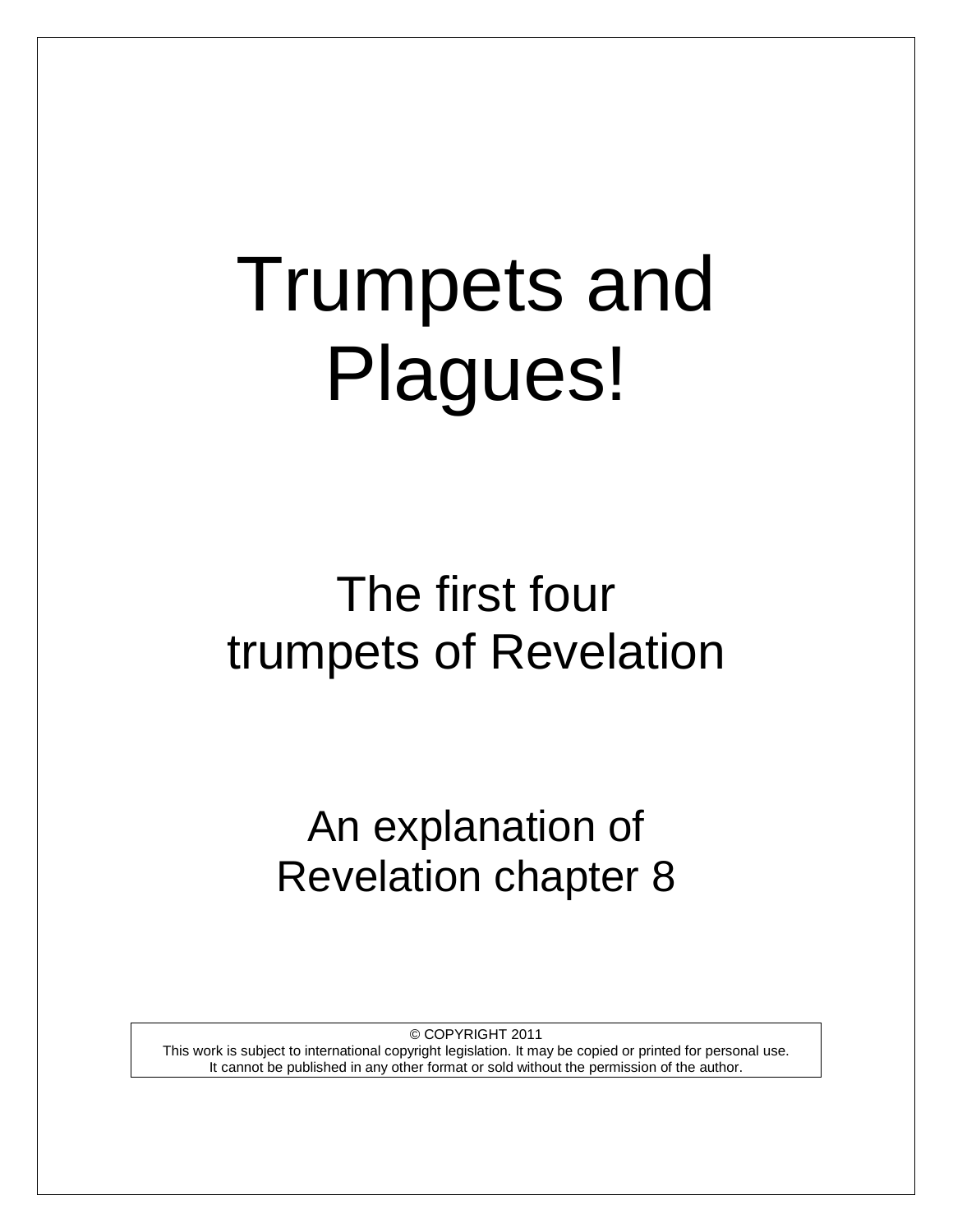# Trumpets and Plagues!

## The first four trumpets of Revelation

## An explanation of Revelation chapter 8

© COPYRIGHT 2011
This work is subject to international copyright legislation. It may be copied or printed for personal use.
It cannot be published in any other format or sold without the permission of the author.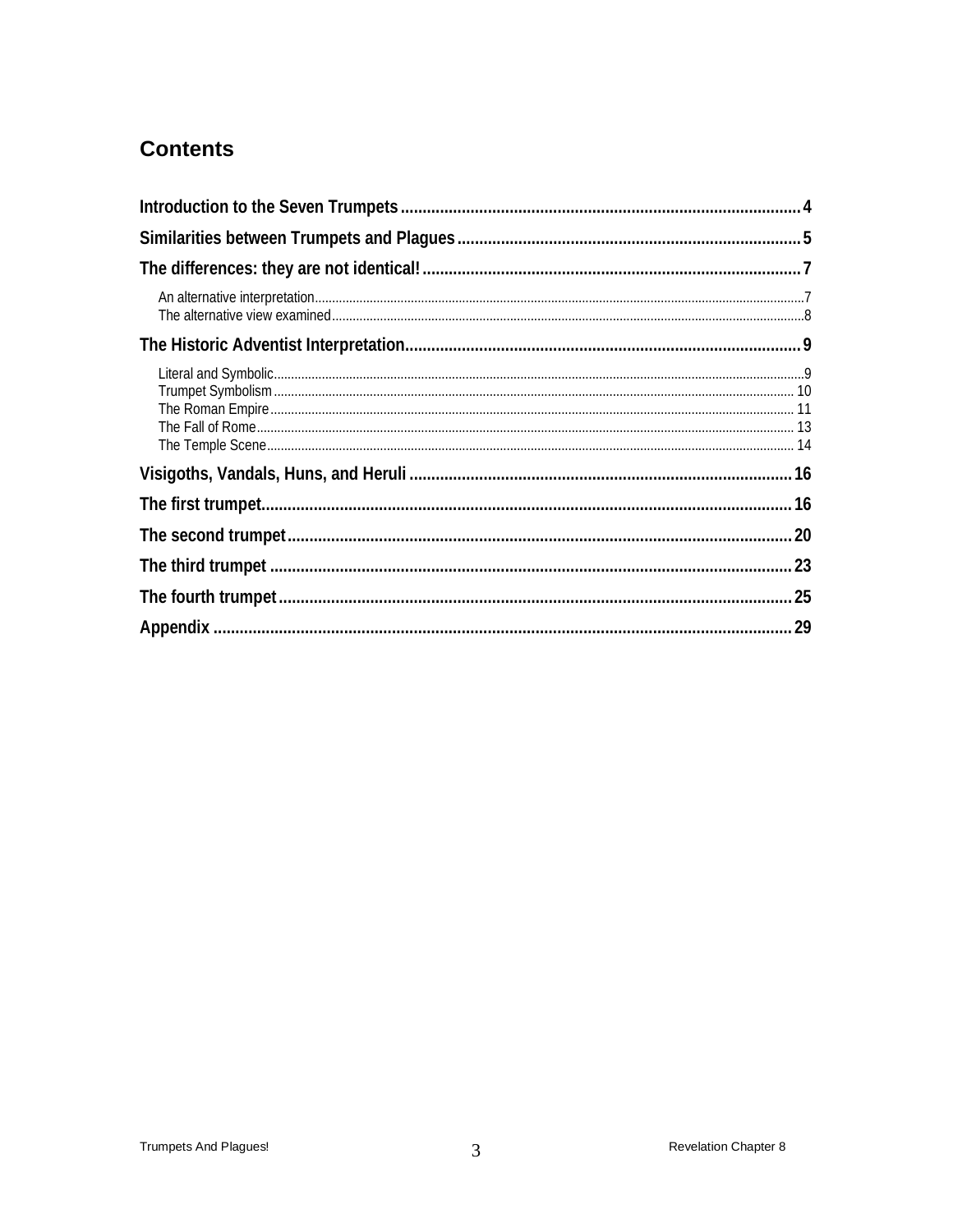# Contents

- Introduction to the Seven Trumpets ... 4
- Similarities between Trumpets and Plagues ... 5
- The differences: they are not identical! ... 7
  - An alternative interpretation ... 7
  - The alternative view examined ... 8
- The Historic Adventist Interpretation ... 9
  - Literal and Symbolic ... 9
  - Trumpet Symbolism ... 10
  - The Roman Empire ... 11
  - The Fall of Rome ... 13
  - The Temple Scene ... 14
- Visigoths, Vandals, Huns, and Heruli ... 16
- The first trumpet ... 16
- The second trumpet ... 20
- The third trumpet ... 23
- The fourth trumpet ... 25
- Appendix ... 29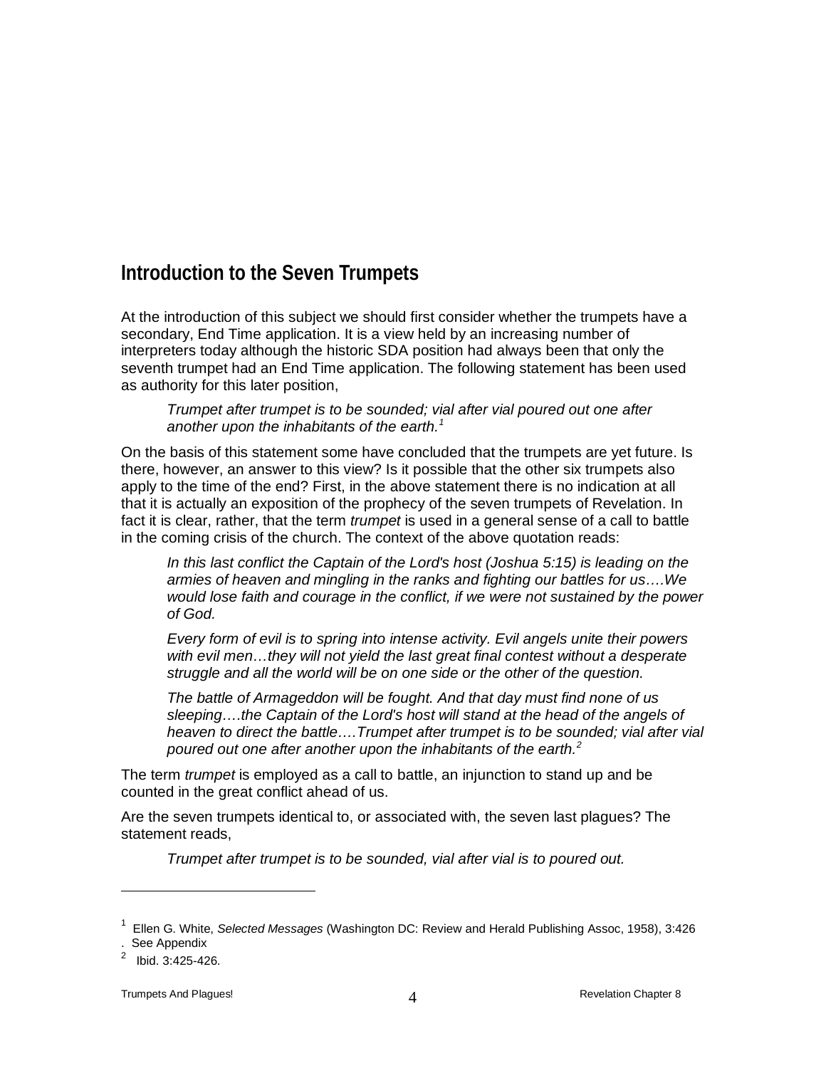## Introduction to the Seven Trumpets

At the introduction of this subject we should first consider whether the trumpets have a secondary, End Time application. It is a view held by an increasing number of interpreters today although the historic SDA position had always been that only the seventh trumpet had an End Time application. The following statement has been used as authority for this later position,

> *Trumpet after trumpet is to be sounded; vial after vial poured out one after another upon the inhabitants of the earth.*[1]

On the basis of this statement some have concluded that the trumpets are yet future. Is there, however, an answer to this view? Is it possible that the other six trumpets also apply to the time of the end? First, in the above statement there is no indication at all that it is actually an exposition of the prophecy of the seven trumpets of Revelation. In fact it is clear, rather, that the term *trumpet* is used in a general sense of a call to battle in the coming crisis of the church. The context of the above quotation reads:

> *In this last conflict the Captain of the Lord's host (Joshua 5:15) is leading on the armies of heaven and mingling in the ranks and fighting our battles for us….We would lose faith and courage in the conflict, if we were not sustained by the power of God.*
>
> *Every form of evil is to spring into intense activity. Evil angels unite their powers with evil men…they will not yield the last great final contest without a desperate struggle and all the world will be on one side or the other of the question.*
>
> *The battle of Armageddon will be fought. And that day must find none of us sleeping….the Captain of the Lord's host will stand at the head of the angels of heaven to direct the battle….Trumpet after trumpet is to be sounded; vial after vial poured out one after another upon the inhabitants of the earth.*[2]

The term *trumpet* is employed as a call to battle, an injunction to stand up and be counted in the great conflict ahead of us.

Are the seven trumpets identical to, or associated with, the seven last plagues? The statement reads,

> *Trumpet after trumpet is to be sounded, vial after vial is to poured out.*

---

[1] Ellen G. White, *Selected Messages* (Washington DC: Review and Herald Publishing Assoc, 1958), 3:426. See Appendix

[2] Ibid. 3:425-426.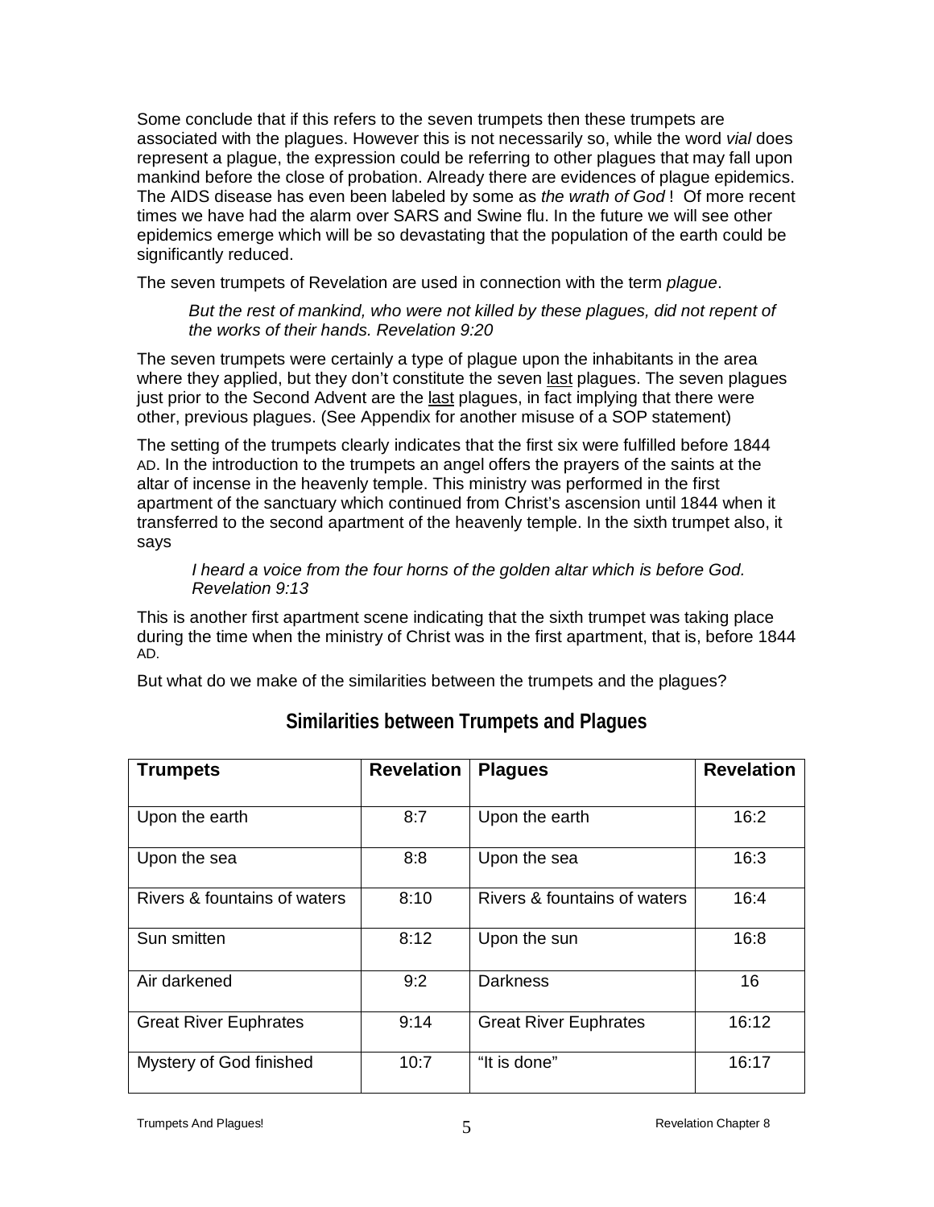Some conclude that if this refers to the seven trumpets then these trumpets are associated with the plagues. However this is not necessarily so, while the word *vial* does represent a plague, the expression could be referring to other plagues that may fall upon mankind before the close of probation. Already there are evidences of plague epidemics. The AIDS disease has even been labeled by some as *the wrath of God* ! Of more recent times we have had the alarm over SARS and Swine flu. In the future we will see other epidemics emerge which will be so devastating that the population of the earth could be significantly reduced.

The seven trumpets of Revelation are used in connection with the term *plague*.

> *But the rest of mankind, who were not killed by these plagues, did not repent of the works of their hands. Revelation 9:20*

The seven trumpets were certainly a type of plague upon the inhabitants in the area where they applied, but they don't constitute the seven <u>last</u> plagues. The seven plagues just prior to the Second Advent are the <u>last</u> plagues, in fact implying that there were other, previous plagues. (See Appendix for another misuse of a SOP statement)

The setting of the trumpets clearly indicates that the first six were fulfilled before 1844 AD. In the introduction to the trumpets an angel offers the prayers of the saints at the altar of incense in the heavenly temple. This ministry was performed in the first apartment of the sanctuary which continued from Christ's ascension until 1844 when it transferred to the second apartment of the heavenly temple. In the sixth trumpet also, it says

> *I heard a voice from the four horns of the golden altar which is before God. Revelation 9:13*

This is another first apartment scene indicating that the sixth trumpet was taking place during the time when the ministry of Christ was in the first apartment, that is, before 1844 AD.

But what do we make of the similarities between the trumpets and the plagues?

## Similarities between Trumpets and Plagues

| Trumpets | Revelation | Plagues | Revelation |
|---|---|---|---|
| Upon the earth | 8:7 | Upon the earth | 16:2 |
| Upon the sea | 8:8 | Upon the sea | 16:3 |
| Rivers & fountains of waters | 8:10 | Rivers & fountains of waters | 16:4 |
| Sun smitten | 8:12 | Upon the sun | 16:8 |
| Air darkened | 9:2 | Darkness | 16 |
| Great River Euphrates | 9:14 | Great River Euphrates | 16:12 |
| Mystery of God finished | 10:7 | "It is done" | 16:17 |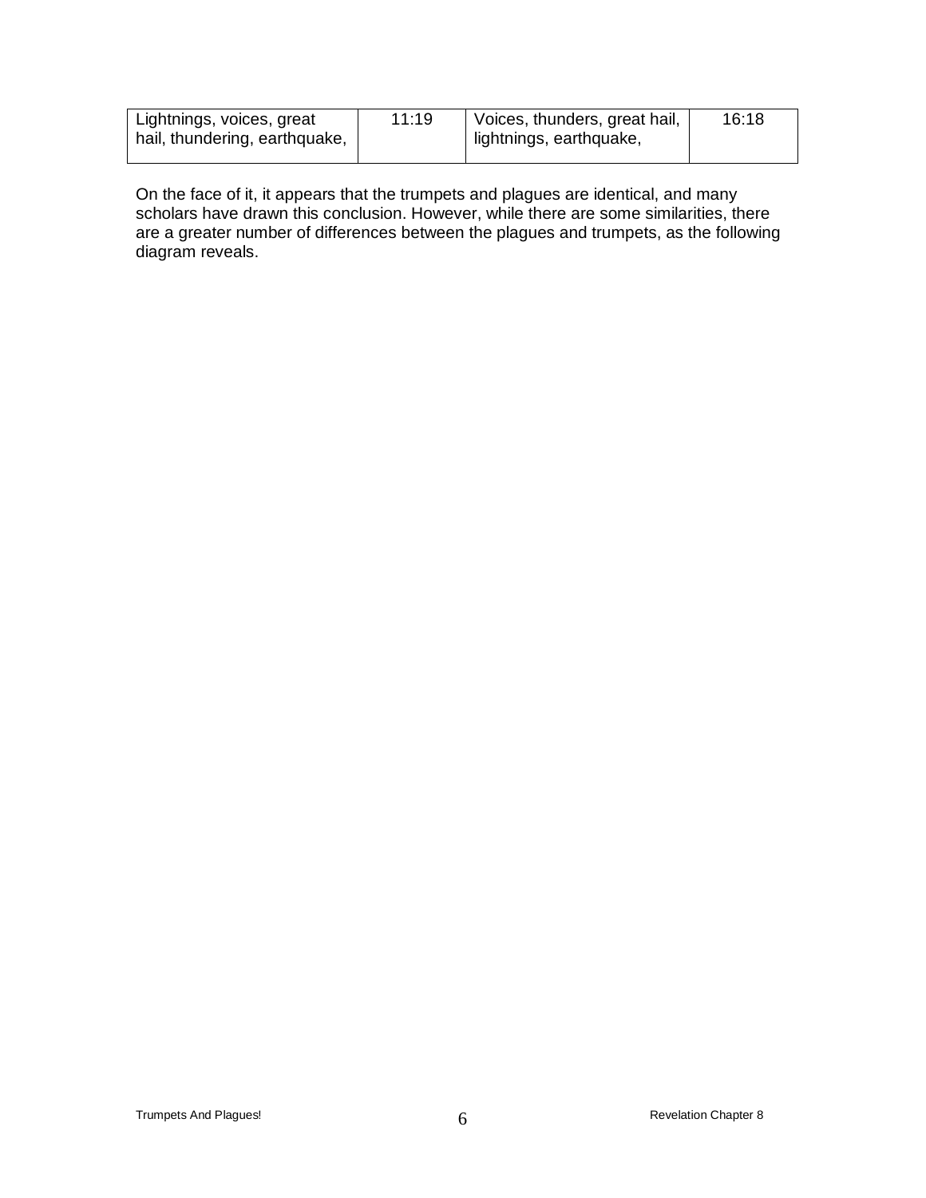| | | | |
|---|---|---|---|
| Lightnings, voices, great hail, thundering, earthquake, | 11:19 | Voices, thunders, great hail, lightnings, earthquake, | 16:18 |

On the face of it, it appears that the trumpets and plagues are identical, and many scholars have drawn this conclusion. However, while there are some similarities, there are a greater number of differences between the plagues and trumpets, as the following diagram reveals.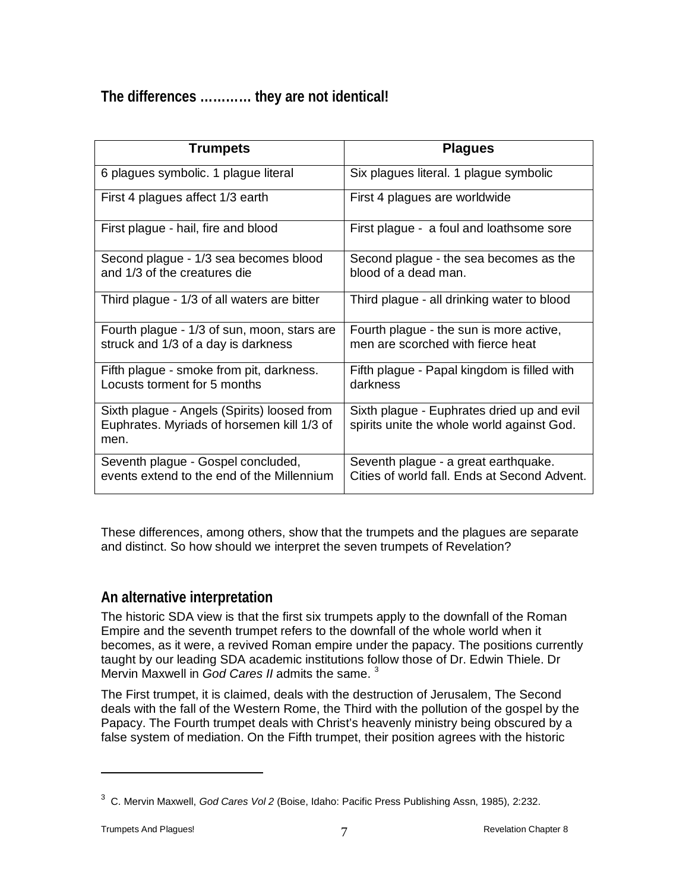## The differences ………… they are not identical!

| Trumpets | Plagues |
|---|---|
| 6 plagues symbolic. 1 plague literal | Six plagues literal. 1 plague symbolic |
| First 4 plagues affect 1/3 earth | First 4 plagues are worldwide |
| First plague - hail, fire and blood | First plague - a foul and loathsome sore |
| Second plague - 1/3 sea becomes blood and 1/3 of the creatures die | Second plague - the sea becomes as the blood of a dead man. |
| Third plague - 1/3 of all waters are bitter | Third plague - all drinking water to blood |
| Fourth plague - 1/3 of sun, moon, stars are struck and 1/3 of a day is darkness | Fourth plague - the sun is more active, men are scorched with fierce heat |
| Fifth plague - smoke from pit, darkness. Locusts torment for 5 months | Fifth plague - Papal kingdom is filled with darkness |
| Sixth plague - Angels (Spirits) loosed from Euphrates. Myriads of horsemen kill 1/3 of men. | Sixth plague - Euphrates dried up and evil spirits unite the whole world against God. |
| Seventh plague - Gospel concluded, events extend to the end of the Millennium | Seventh plague - a great earthquake. Cities of world fall. Ends at Second Advent. |

These differences, among others, show that the trumpets and the plagues are separate and distinct. So how should we interpret the seven trumpets of Revelation?

## An alternative interpretation

The historic SDA view is that the first six trumpets apply to the downfall of the Roman Empire and the seventh trumpet refers to the downfall of the whole world when it becomes, as it were, a revived Roman empire under the papacy. The positions currently taught by our leading SDA academic institutions follow those of Dr. Edwin Thiele. Dr Mervin Maxwell in *God Cares II* admits the same. [3]

The First trumpet, it is claimed, deals with the destruction of Jerusalem, The Second deals with the fall of the Western Rome, the Third with the pollution of the gospel by the Papacy. The Fourth trumpet deals with Christ's heavenly ministry being obscured by a false system of mediation. On the Fifth trumpet, their position agrees with the historic

---

[3] C. Mervin Maxwell, *God Cares Vol 2* (Boise, Idaho: Pacific Press Publishing Assn, 1985), 2:232.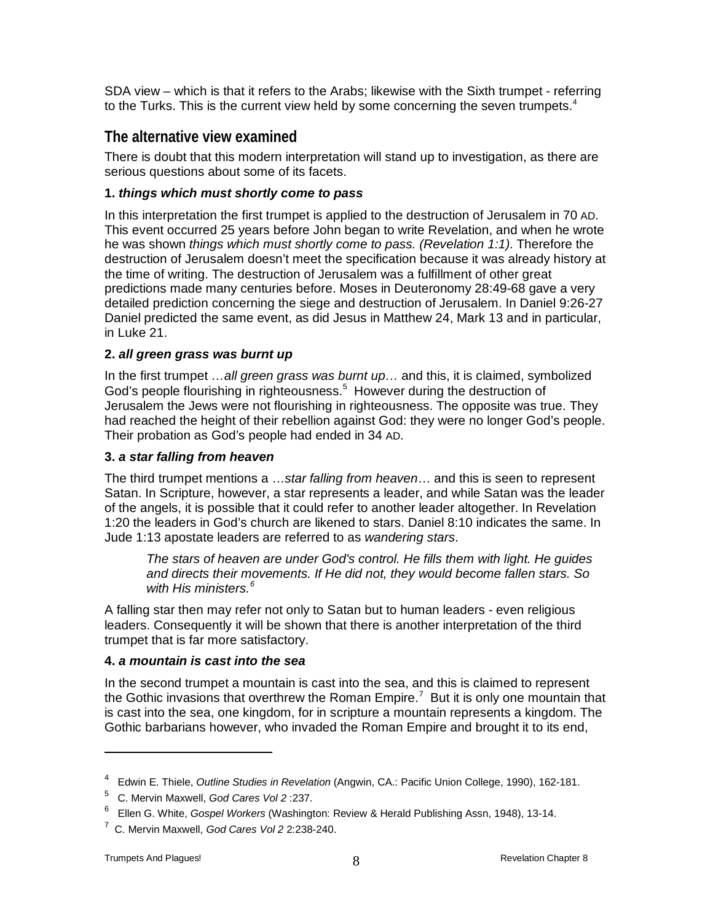SDA view – which is that it refers to the Arabs; likewise with the Sixth trumpet - referring to the Turks. This is the current view held by some concerning the seven trumpets.[4]

## The alternative view examined

There is doubt that this modern interpretation will stand up to investigation, as there are serious questions about some of its facets.

**1. *things which must shortly come to pass***

In this interpretation the first trumpet is applied to the destruction of Jerusalem in 70 AD. This event occurred 25 years before John began to write Revelation, and when he wrote he was shown *things which must shortly come to pass. (Revelation 1:1)*. Therefore the destruction of Jerusalem doesn't meet the specification because it was already history at the time of writing. The destruction of Jerusalem was a fulfillment of other great predictions made many centuries before. Moses in Deuteronomy 28:49-68 gave a very detailed prediction concerning the siege and destruction of Jerusalem. In Daniel 9:26-27 Daniel predicted the same event, as did Jesus in Matthew 24, Mark 13 and in particular, in Luke 21.

**2. *all green grass was burnt up***

In the first trumpet *…all green grass was burnt up…* and this, it is claimed, symbolized God's people flourishing in righteousness.[5] However during the destruction of Jerusalem the Jews were not flourishing in righteousness. The opposite was true. They had reached the height of their rebellion against God: they were no longer God's people. Their probation as God's people had ended in 34 AD.

**3. *a star falling from heaven***

The third trumpet mentions a *…star falling from heaven…* and this is seen to represent Satan. In Scripture, however, a star represents a leader, and while Satan was the leader of the angels, it is possible that it could refer to another leader altogether. In Revelation 1:20 the leaders in God's church are likened to stars. Daniel 8:10 indicates the same. In Jude 1:13 apostate leaders are referred to as *wandering stars*.

> *The stars of heaven are under God's control. He fills them with light. He guides and directs their movements. If He did not, they would become fallen stars. So with His ministers.*[6]

A falling star then may refer not only to Satan but to human leaders - even religious leaders. Consequently it will be shown that there is another interpretation of the third trumpet that is far more satisfactory.

**4. *a mountain is cast into the sea***

In the second trumpet a mountain is cast into the sea, and this is claimed to represent the Gothic invasions that overthrew the Roman Empire.[7] But it is only one mountain that is cast into the sea, one kingdom, for in scripture a mountain represents a kingdom. The Gothic barbarians however, who invaded the Roman Empire and brought it to its end,

---

[4] Edwin E. Thiele, *Outline Studies in Revelation* (Angwin, CA.: Pacific Union College, 1990), 162-181.

[5] C. Mervin Maxwell, *God Cares Vol 2* :237.

[6] Ellen G. White, *Gospel Workers* (Washington: Review & Herald Publishing Assn, 1948), 13-14.

[7] C. Mervin Maxwell, *God Cares Vol 2* 2:238-240.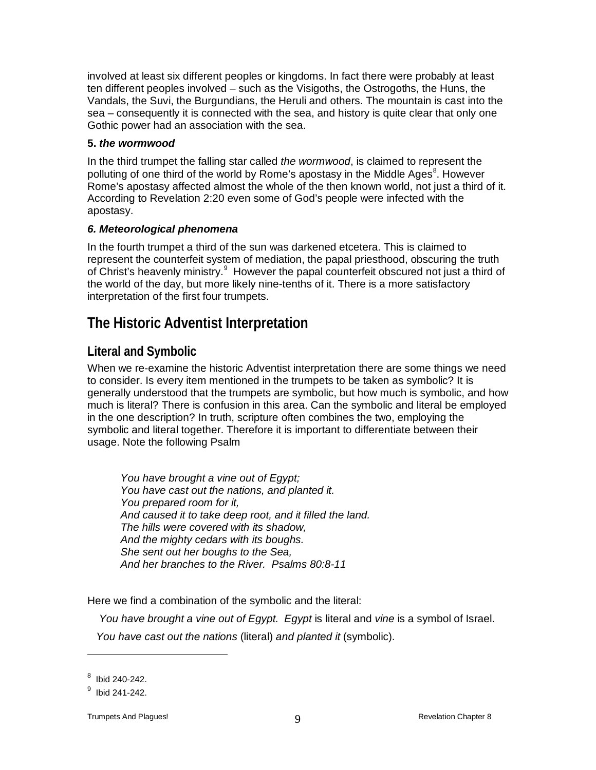involved at least six different peoples or kingdoms. In fact there were probably at least ten different peoples involved – such as the Visigoths, the Ostrogoths, the Huns, the Vandals, the Suvi, the Burgundians, the Heruli and others. The mountain is cast into the sea – consequently it is connected with the sea, and history is quite clear that only one Gothic power had an association with the sea.

**5. *the wormwood***

In the third trumpet the falling star called *the wormwood*, is claimed to represent the polluting of one third of the world by Rome's apostasy in the Middle Ages[8]. However Rome's apostasy affected almost the whole of the then known world, not just a third of it. According to Revelation 2:20 even some of God's people were infected with the apostasy.

***6. Meteorological phenomena***

In the fourth trumpet a third of the sun was darkened etcetera. This is claimed to represent the counterfeit system of mediation, the papal priesthood, obscuring the truth of Christ's heavenly ministry.[9] However the papal counterfeit obscured not just a third of the world of the day, but more likely nine-tenths of it. There is a more satisfactory interpretation of the first four trumpets.

# The Historic Adventist Interpretation

## Literal and Symbolic

When we re-examine the historic Adventist interpretation there are some things we need to consider. Is every item mentioned in the trumpets to be taken as symbolic? It is generally understood that the trumpets are symbolic, but how much is symbolic, and how much is literal? There is confusion in this area. Can the symbolic and literal be employed in the one description? In truth, scripture often combines the two, employing the symbolic and literal together. Therefore it is important to differentiate between their usage. Note the following Psalm

> *You have brought a vine out of Egypt;*
> *You have cast out the nations, and planted it.*
> *You prepared room for it,*
> *And caused it to take deep root, and it filled the land.*
> *The hills were covered with its shadow,*
> *And the mighty cedars with its boughs.*
> *She sent out her boughs to the Sea,*
> *And her branches to the River. Psalms 80:8-11*

Here we find a combination of the symbolic and the literal:

*You have brought a vine out of Egypt. Egypt* is literal and *vine* is a symbol of Israel.

*You have cast out the nations* (literal) *and planted it* (symbolic).

---

[8] Ibid 240-242.

[9] Ibid 241-242.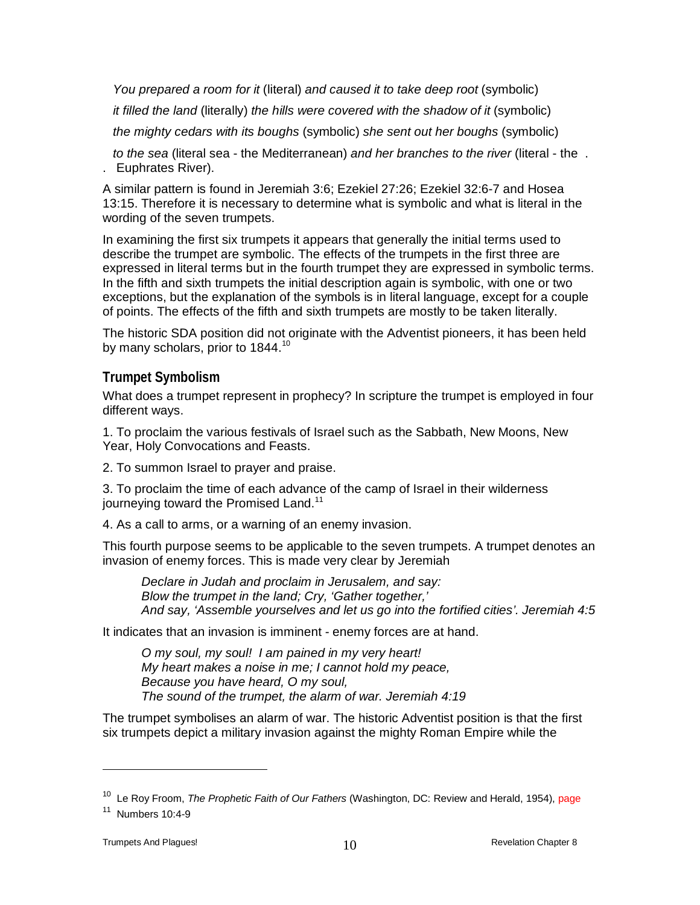*You prepared a room for it* (literal) *and caused it to take deep root* (symbolic)

*it filled the land* (literally) *the hills were covered with the shadow of it* (symbolic)

*the mighty cedars with its boughs* (symbolic) *she sent out her boughs* (symbolic)

*to the sea* (literal sea - the Mediterranean) *and her branches to the river* (literal - the . . Euphrates River).

A similar pattern is found in Jeremiah 3:6; Ezekiel 27:26; Ezekiel 32:6-7 and Hosea 13:15. Therefore it is necessary to determine what is symbolic and what is literal in the wording of the seven trumpets.

In examining the first six trumpets it appears that generally the initial terms used to describe the trumpet are symbolic. The effects of the trumpets in the first three are expressed in literal terms but in the fourth trumpet they are expressed in symbolic terms. In the fifth and sixth trumpets the initial description again is symbolic, with one or two exceptions, but the explanation of the symbols is in literal language, except for a couple of points. The effects of the fifth and sixth trumpets are mostly to be taken literally.

The historic SDA position did not originate with the Adventist pioneers, it has been held by many scholars, prior to 1844.[10]

## Trumpet Symbolism

What does a trumpet represent in prophecy? In scripture the trumpet is employed in four different ways.

1. To proclaim the various festivals of Israel such as the Sabbath, New Moons, New Year, Holy Convocations and Feasts.

2. To summon Israel to prayer and praise.

3. To proclaim the time of each advance of the camp of Israel in their wilderness journeying toward the Promised Land.[11]

4. As a call to arms, or a warning of an enemy invasion.

This fourth purpose seems to be applicable to the seven trumpets. A trumpet denotes an invasion of enemy forces. This is made very clear by Jeremiah

> *Declare in Judah and proclaim in Jerusalem, and say:*
> *Blow the trumpet in the land; Cry, 'Gather together,'*
> *And say, 'Assemble yourselves and let us go into the fortified cities'. Jeremiah 4:5*

It indicates that an invasion is imminent - enemy forces are at hand.

> *O my soul, my soul! I am pained in my very heart!*
> *My heart makes a noise in me; I cannot hold my peace,*
> *Because you have heard, O my soul,*
> *The sound of the trumpet, the alarm of war. Jeremiah 4:19*

The trumpet symbolises an alarm of war. The historic Adventist position is that the first six trumpets depict a military invasion against the mighty Roman Empire while the

---

[10] Le Roy Froom, *The Prophetic Faith of Our Fathers* (Washington, DC: Review and Herald, 1954), page

[11] Numbers 10:4-9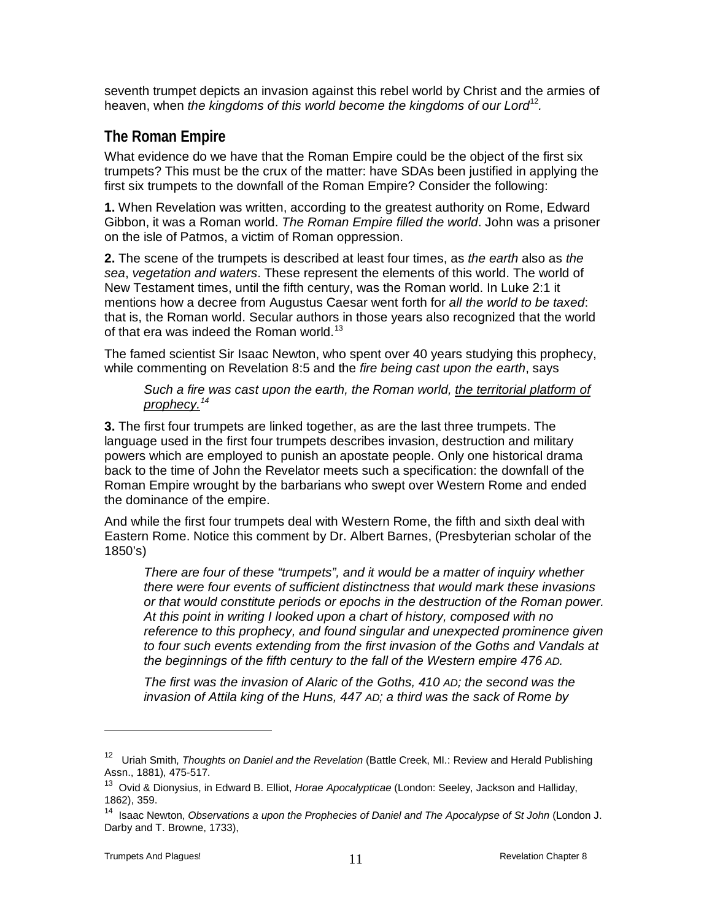seventh trumpet depicts an invasion against this rebel world by Christ and the armies of heaven, when *the kingdoms of this world become the kingdoms of our Lord*[12].

## The Roman Empire

What evidence do we have that the Roman Empire could be the object of the first six trumpets? This must be the crux of the matter: have SDAs been justified in applying the first six trumpets to the downfall of the Roman Empire? Consider the following:

**1.** When Revelation was written, according to the greatest authority on Rome, Edward Gibbon, it was a Roman world. *The Roman Empire filled the world*. John was a prisoner on the isle of Patmos, a victim of Roman oppression.

**2.** The scene of the trumpets is described at least four times, as *the earth* also as *the sea*, *vegetation and waters*. These represent the elements of this world. The world of New Testament times, until the fifth century, was the Roman world. In Luke 2:1 it mentions how a decree from Augustus Caesar went forth for *all the world to be taxed*: that is, the Roman world. Secular authors in those years also recognized that the world of that era was indeed the Roman world.[13]

The famed scientist Sir Isaac Newton, who spent over 40 years studying this prophecy, while commenting on Revelation 8:5 and the *fire being cast upon the earth*, says

> *Such a fire was cast upon the earth, the Roman world, <u>the territorial platform of prophecy.</u>*[14]

**3.** The first four trumpets are linked together, as are the last three trumpets. The language used in the first four trumpets describes invasion, destruction and military powers which are employed to punish an apostate people. Only one historical drama back to the time of John the Revelator meets such a specification: the downfall of the Roman Empire wrought by the barbarians who swept over Western Rome and ended the dominance of the empire.

And while the first four trumpets deal with Western Rome, the fifth and sixth deal with Eastern Rome. Notice this comment by Dr. Albert Barnes, (Presbyterian scholar of the 1850's)

> *There are four of these "trumpets", and it would be a matter of inquiry whether there were four events of sufficient distinctness that would mark these invasions or that would constitute periods or epochs in the destruction of the Roman power. At this point in writing I looked upon a chart of history, composed with no reference to this prophecy, and found singular and unexpected prominence given to four such events extending from the first invasion of the Goths and Vandals at the beginnings of the fifth century to the fall of the Western empire 476 AD.*
>
> *The first was the invasion of Alaric of the Goths, 410 AD; the second was the invasion of Attila king of the Huns, 447 AD; a third was the sack of Rome by*

---

[12] Uriah Smith, *Thoughts on Daniel and the Revelation* (Battle Creek, MI.: Review and Herald Publishing Assn., 1881), 475-517.

[13] Ovid & Dionysius, in Edward B. Elliot, *Horae Apocalypticae* (London: Seeley, Jackson and Halliday, 1862), 359.

[14] Isaac Newton, *Observations a upon the Prophecies of Daniel and The Apocalypse of St John* (London J. Darby and T. Browne, 1733),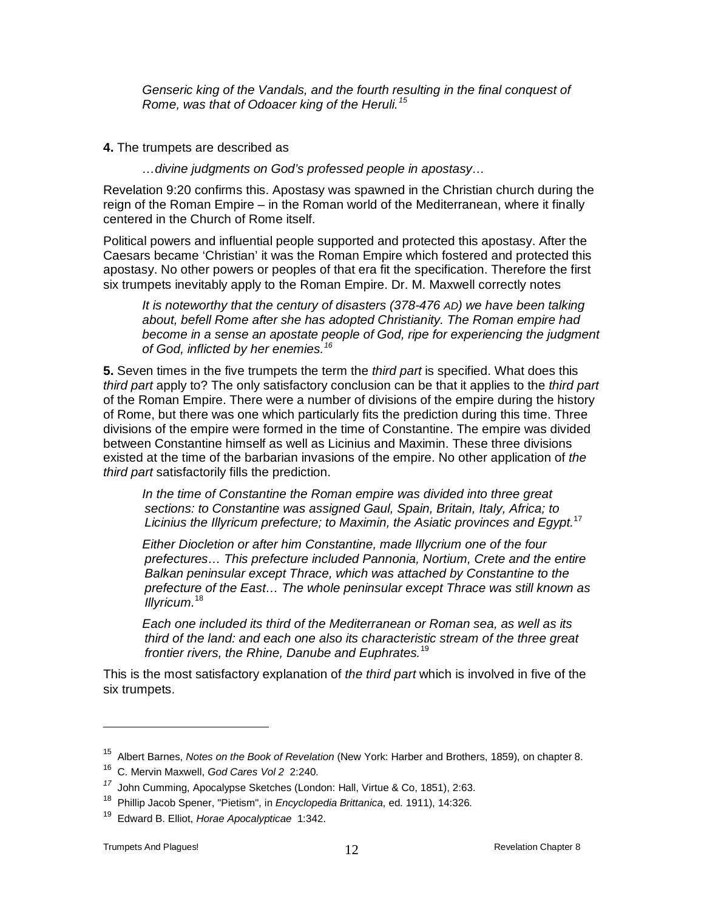> *Genseric king of the Vandals, and the fourth resulting in the final conquest of Rome, was that of Odoacer king of the Heruli.*[15]

**4.** The trumpets are described as

> *…divine judgments on God's professed people in apostasy…*

Revelation 9:20 confirms this. Apostasy was spawned in the Christian church during the reign of the Roman Empire – in the Roman world of the Mediterranean, where it finally centered in the Church of Rome itself.

Political powers and influential people supported and protected this apostasy. After the Caesars became 'Christian' it was the Roman Empire which fostered and protected this apostasy. No other powers or peoples of that era fit the specification. Therefore the first six trumpets inevitably apply to the Roman Empire. Dr. M. Maxwell correctly notes

> *It is noteworthy that the century of disasters (378-476 AD) we have been talking about, befell Rome after she has adopted Christianity. The Roman empire had become in a sense an apostate people of God, ripe for experiencing the judgment of God, inflicted by her enemies.*[16]

**5.** Seven times in the five trumpets the term the *third part* is specified. What does this *third part* apply to? The only satisfactory conclusion can be that it applies to the *third part* of the Roman Empire. There were a number of divisions of the empire during the history of Rome, but there was one which particularly fits the prediction during this time. Three divisions of the empire were formed in the time of Constantine. The empire was divided between Constantine himself as well as Licinius and Maximin. These three divisions existed at the time of the barbarian invasions of the empire. No other application of *the third part* satisfactorily fills the prediction.

> *In the time of Constantine the Roman empire was divided into three great sections: to Constantine was assigned Gaul, Spain, Britain, Italy, Africa; to Licinius the Illyricum prefecture; to Maximin, the Asiatic provinces and Egypt.*[17]

> *Either Diocletion or after him Constantine, made Illycrium one of the four prefectures… This prefecture included Pannonia, Nortium, Crete and the entire Balkan peninsular except Thrace, which was attached by Constantine to the prefecture of the East… The whole peninsular except Thrace was still known as Illyricum.*[18]

> *Each one included its third of the Mediterranean or Roman sea, as well as its third of the land: and each one also its characteristic stream of the three great frontier rivers, the Rhine, Danube and Euphrates.*[19]

This is the most satisfactory explanation of *the third part* which is involved in five of the six trumpets.

---

[15] Albert Barnes, *Notes on the Book of Revelation* (New York: Harber and Brothers, 1859), on chapter 8.

[16] C. Mervin Maxwell, *God Cares Vol 2* 2:240.

[17] John Cumming, Apocalypse Sketches (London: Hall, Virtue & Co, 1851), 2:63.

[18] Phillip Jacob Spener, "Pietism", in *Encyclopedia Brittanica*, ed. 1911), 14:326.

[19] Edward B. Elliot, *Horae Apocalypticae* 1:342.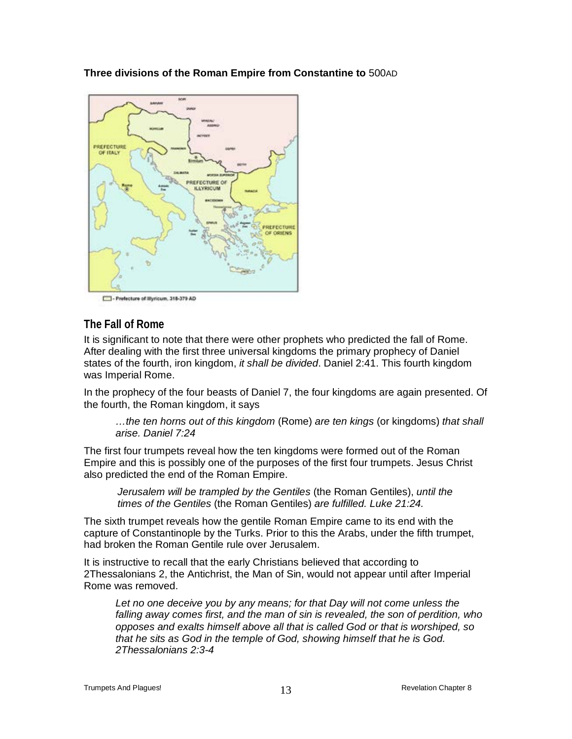**Three divisions of the Roman Empire from Constantine to** 500AD

- Prefecture of Illyricum, 318-379 AD

## The Fall of Rome

It is significant to note that there were other prophets who predicted the fall of Rome. After dealing with the first three universal kingdoms the primary prophecy of Daniel states of the fourth, iron kingdom, *it shall be divided*. Daniel 2:41. This fourth kingdom was Imperial Rome.

In the prophecy of the four beasts of Daniel 7, the four kingdoms are again presented. Of the fourth, the Roman kingdom, it says

> *…the ten horns out of this kingdom* (Rome) *are ten kings* (or kingdoms) *that shall arise. Daniel 7:24*

The first four trumpets reveal how the ten kingdoms were formed out of the Roman Empire and this is possibly one of the purposes of the first four trumpets. Jesus Christ also predicted the end of the Roman Empire.

> *Jerusalem will be trampled by the Gentiles* (the Roman Gentiles), *until the times of the Gentiles* (the Roman Gentiles) *are fulfilled. Luke 21:24.*

The sixth trumpet reveals how the gentile Roman Empire came to its end with the capture of Constantinople by the Turks. Prior to this the Arabs, under the fifth trumpet, had broken the Roman Gentile rule over Jerusalem.

It is instructive to recall that the early Christians believed that according to 2Thessalonians 2, the Antichrist, the Man of Sin, would not appear until after Imperial Rome was removed.

> *Let no one deceive you by any means; for that Day will not come unless the falling away comes first, and the man of sin is revealed, the son of perdition, who opposes and exalts himself above all that is called God or that is worshiped, so that he sits as God in the temple of God, showing himself that he is God. 2Thessalonians 2:3-4*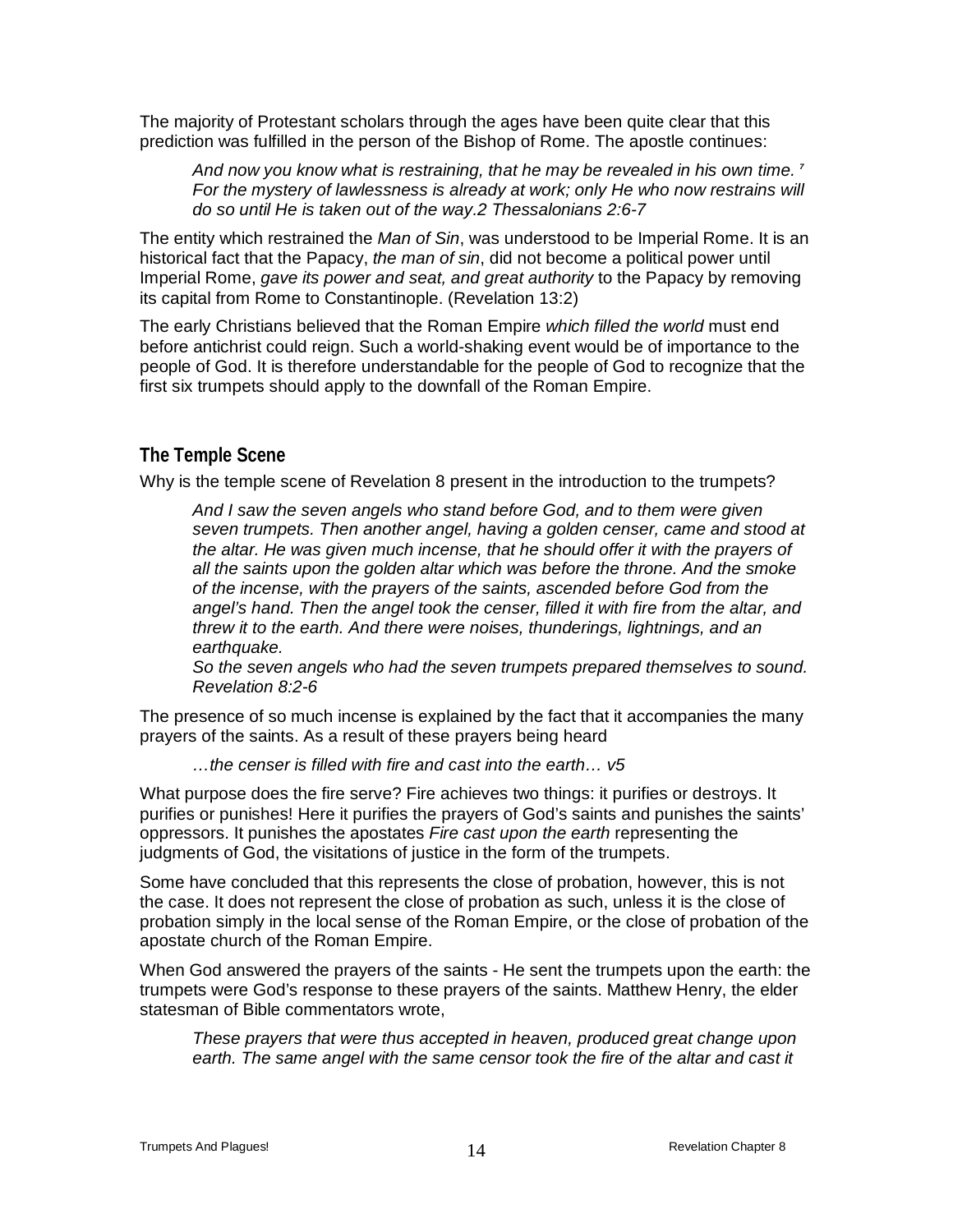The majority of Protestant scholars through the ages have been quite clear that this prediction was fulfilled in the person of the Bishop of Rome. The apostle continues:

> *And now you know what is restraining, that he may be revealed in his own time. [7] For the mystery of lawlessness is already at work; only He who now restrains will do so until He is taken out of the way.2 Thessalonians 2:6-7*

The entity which restrained the *Man of Sin*, was understood to be Imperial Rome. It is an historical fact that the Papacy, *the man of sin*, did not become a political power until Imperial Rome, *gave its power and seat, and great authority* to the Papacy by removing its capital from Rome to Constantinople. (Revelation 13:2)

The early Christians believed that the Roman Empire *which filled the world* must end before antichrist could reign. Such a world-shaking event would be of importance to the people of God. It is therefore understandable for the people of God to recognize that the first six trumpets should apply to the downfall of the Roman Empire.

## The Temple Scene

Why is the temple scene of Revelation 8 present in the introduction to the trumpets?

> *And I saw the seven angels who stand before God, and to them were given seven trumpets. Then another angel, having a golden censer, came and stood at the altar. He was given much incense, that he should offer it with the prayers of all the saints upon the golden altar which was before the throne. And the smoke of the incense, with the prayers of the saints, ascended before God from the angel's hand. Then the angel took the censer, filled it with fire from the altar, and threw it to the earth. And there were noises, thunderings, lightnings, and an earthquake.*
> *So the seven angels who had the seven trumpets prepared themselves to sound. Revelation 8:2-6*

The presence of so much incense is explained by the fact that it accompanies the many prayers of the saints. As a result of these prayers being heard

> *…the censer is filled with fire and cast into the earth… v5*

What purpose does the fire serve? Fire achieves two things: it purifies or destroys. It purifies or punishes! Here it purifies the prayers of God's saints and punishes the saints' oppressors. It punishes the apostates *Fire cast upon the earth* representing the judgments of God, the visitations of justice in the form of the trumpets.

Some have concluded that this represents the close of probation, however, this is not the case. It does not represent the close of probation as such, unless it is the close of probation simply in the local sense of the Roman Empire, or the close of probation of the apostate church of the Roman Empire.

When God answered the prayers of the saints - He sent the trumpets upon the earth: the trumpets were God's response to these prayers of the saints. Matthew Henry, the elder statesman of Bible commentators wrote,

> *These prayers that were thus accepted in heaven, produced great change upon earth. The same angel with the same censor took the fire of the altar and cast it*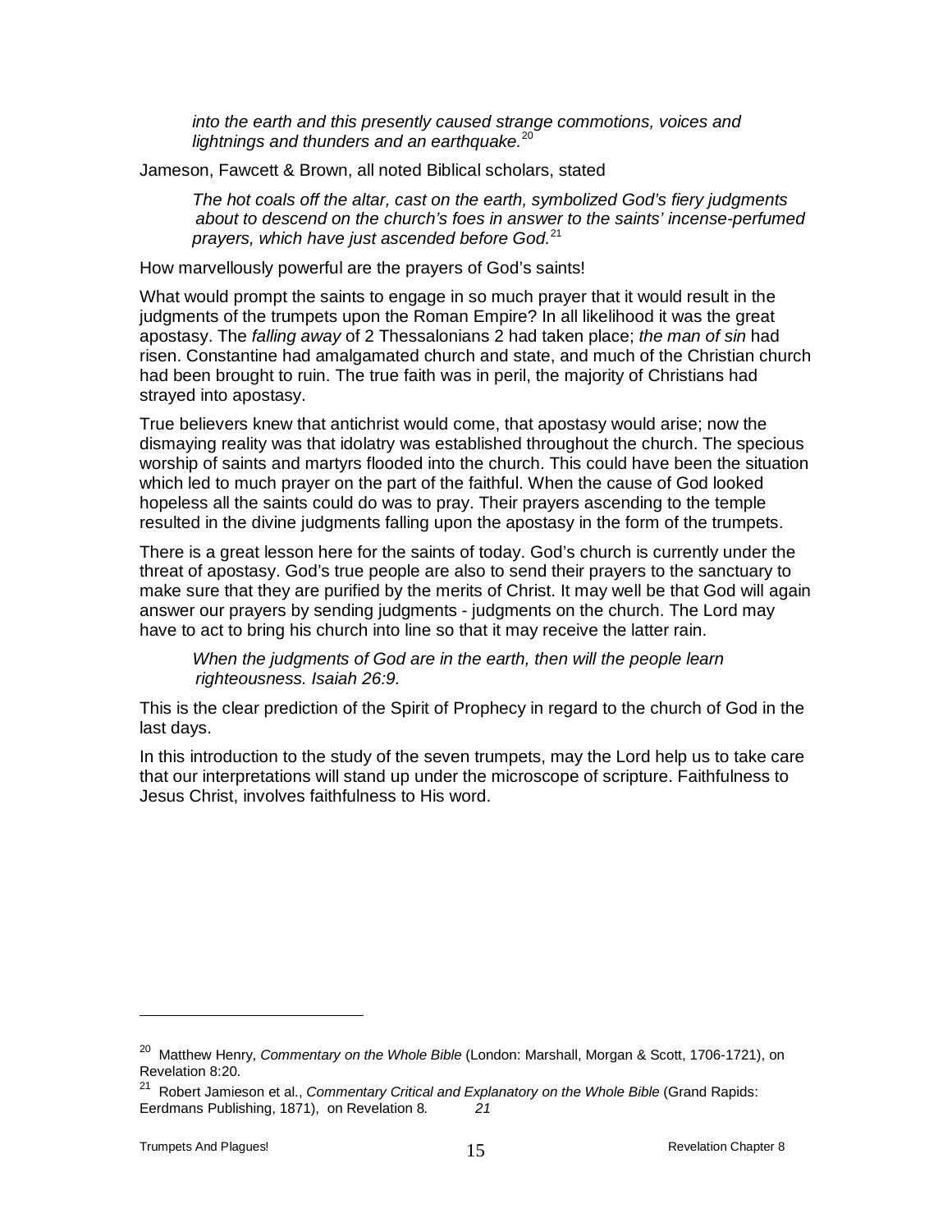> *into the earth and this presently caused strange commotions, voices and lightnings and thunders and an earthquake.*[20]

Jameson, Fawcett & Brown, all noted Biblical scholars, stated

> *The hot coals off the altar, cast on the earth, symbolized God's fiery judgments about to descend on the church's foes in answer to the saints' incense-perfumed prayers, which have just ascended before God.*[21]

How marvellously powerful are the prayers of God's saints!

What would prompt the saints to engage in so much prayer that it would result in the judgments of the trumpets upon the Roman Empire? In all likelihood it was the great apostasy. The *falling away* of 2 Thessalonians 2 had taken place; *the man of sin* had risen. Constantine had amalgamated church and state, and much of the Christian church had been brought to ruin. The true faith was in peril, the majority of Christians had strayed into apostasy.

True believers knew that antichrist would come, that apostasy would arise; now the dismaying reality was that idolatry was established throughout the church. The specious worship of saints and martyrs flooded into the church. This could have been the situation which led to much prayer on the part of the faithful. When the cause of God looked hopeless all the saints could do was to pray. Their prayers ascending to the temple resulted in the divine judgments falling upon the apostasy in the form of the trumpets.

There is a great lesson here for the saints of today. God's church is currently under the threat of apostasy. God's true people are also to send their prayers to the sanctuary to make sure that they are purified by the merits of Christ. It may well be that God will again answer our prayers by sending judgments - judgments on the church. The Lord may have to act to bring his church into line so that it may receive the latter rain.

> *When the judgments of God are in the earth, then will the people learn righteousness. Isaiah 26:9.*

This is the clear prediction of the Spirit of Prophecy in regard to the church of God in the last days.

In this introduction to the study of the seven trumpets, may the Lord help us to take care that our interpretations will stand up under the microscope of scripture. Faithfulness to Jesus Christ, involves faithfulness to His word.

---

[20] Matthew Henry, *Commentary on the Whole Bible* (London: Marshall, Morgan & Scott, 1706-1721), on Revelation 8:20.

[21] Robert Jamieson et al., *Commentary Critical and Explanatory on the Whole Bible* (Grand Rapids: Eerdmans Publishing, 1871), on Revelation 8. *21*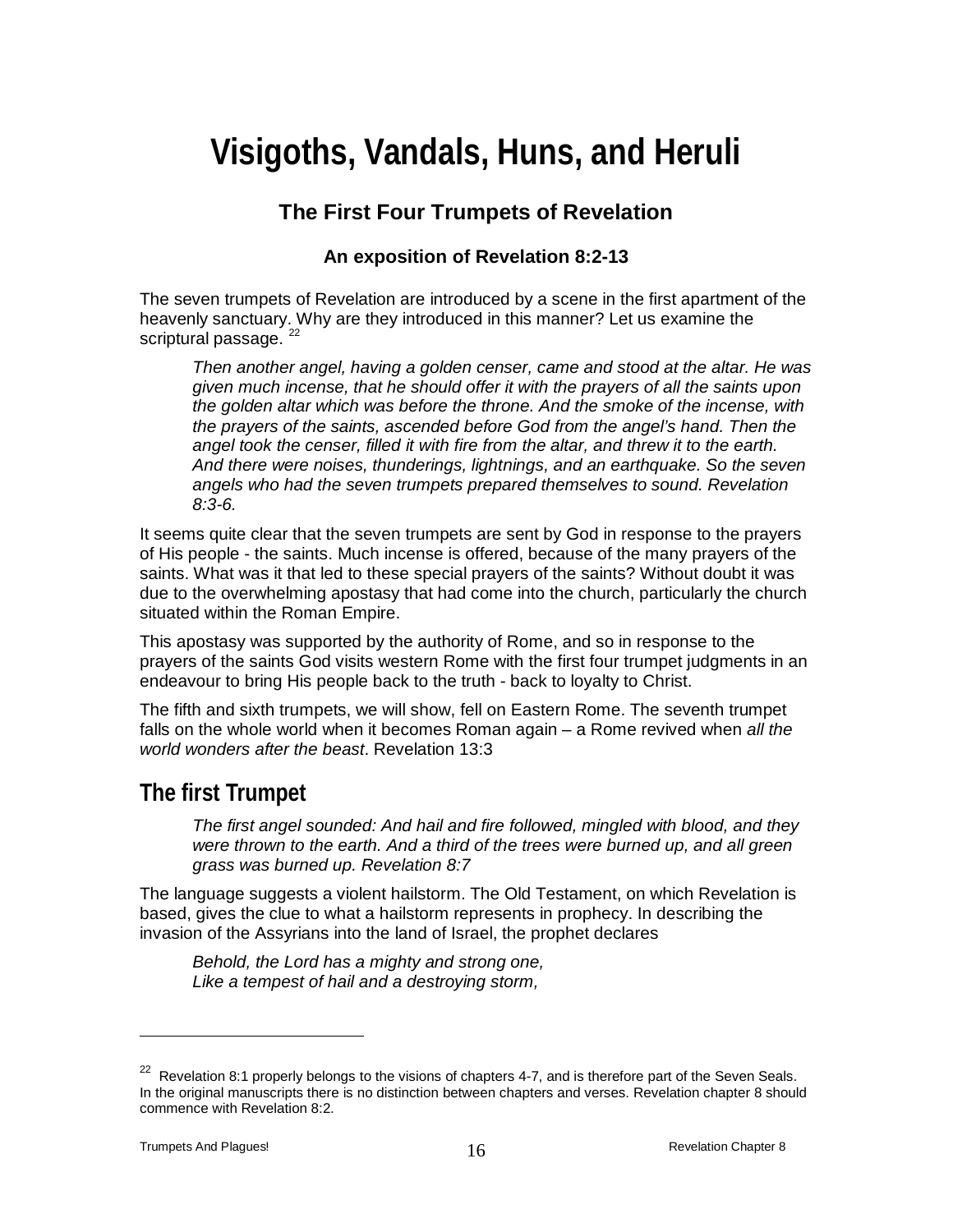# Visigoths, Vandals, Huns, and Heruli

## The First Four Trumpets of Revelation

### An exposition of Revelation 8:2-13

The seven trumpets of Revelation are introduced by a scene in the first apartment of the heavenly sanctuary. Why are they introduced in this manner? Let us examine the scriptural passage. [22]

> *Then another angel, having a golden censer, came and stood at the altar. He was given much incense, that he should offer it with the prayers of all the saints upon the golden altar which was before the throne. And the smoke of the incense, with the prayers of the saints, ascended before God from the angel's hand. Then the angel took the censer, filled it with fire from the altar, and threw it to the earth. And there were noises, thunderings, lightnings, and an earthquake. So the seven angels who had the seven trumpets prepared themselves to sound. Revelation 8:3-6.*

It seems quite clear that the seven trumpets are sent by God in response to the prayers of His people - the saints. Much incense is offered, because of the many prayers of the saints. What was it that led to these special prayers of the saints? Without doubt it was due to the overwhelming apostasy that had come into the church, particularly the church situated within the Roman Empire.

This apostasy was supported by the authority of Rome, and so in response to the prayers of the saints God visits western Rome with the first four trumpet judgments in an endeavour to bring His people back to the truth - back to loyalty to Christ.

The fifth and sixth trumpets, we will show, fell on Eastern Rome. The seventh trumpet falls on the whole world when it becomes Roman again – a Rome revived when *all the world wonders after the beast*. Revelation 13:3

## The first Trumpet

> *The first angel sounded: And hail and fire followed, mingled with blood, and they were thrown to the earth. And a third of the trees were burned up, and all green grass was burned up. Revelation 8:7*

The language suggests a violent hailstorm. The Old Testament, on which Revelation is based, gives the clue to what a hailstorm represents in prophecy. In describing the invasion of the Assyrians into the land of Israel, the prophet declares

> *Behold, the Lord has a mighty and strong one,*
> *Like a tempest of hail and a destroying storm,*

---

[22] Revelation 8:1 properly belongs to the visions of chapters 4-7, and is therefore part of the Seven Seals. In the original manuscripts there is no distinction between chapters and verses. Revelation chapter 8 should commence with Revelation 8:2.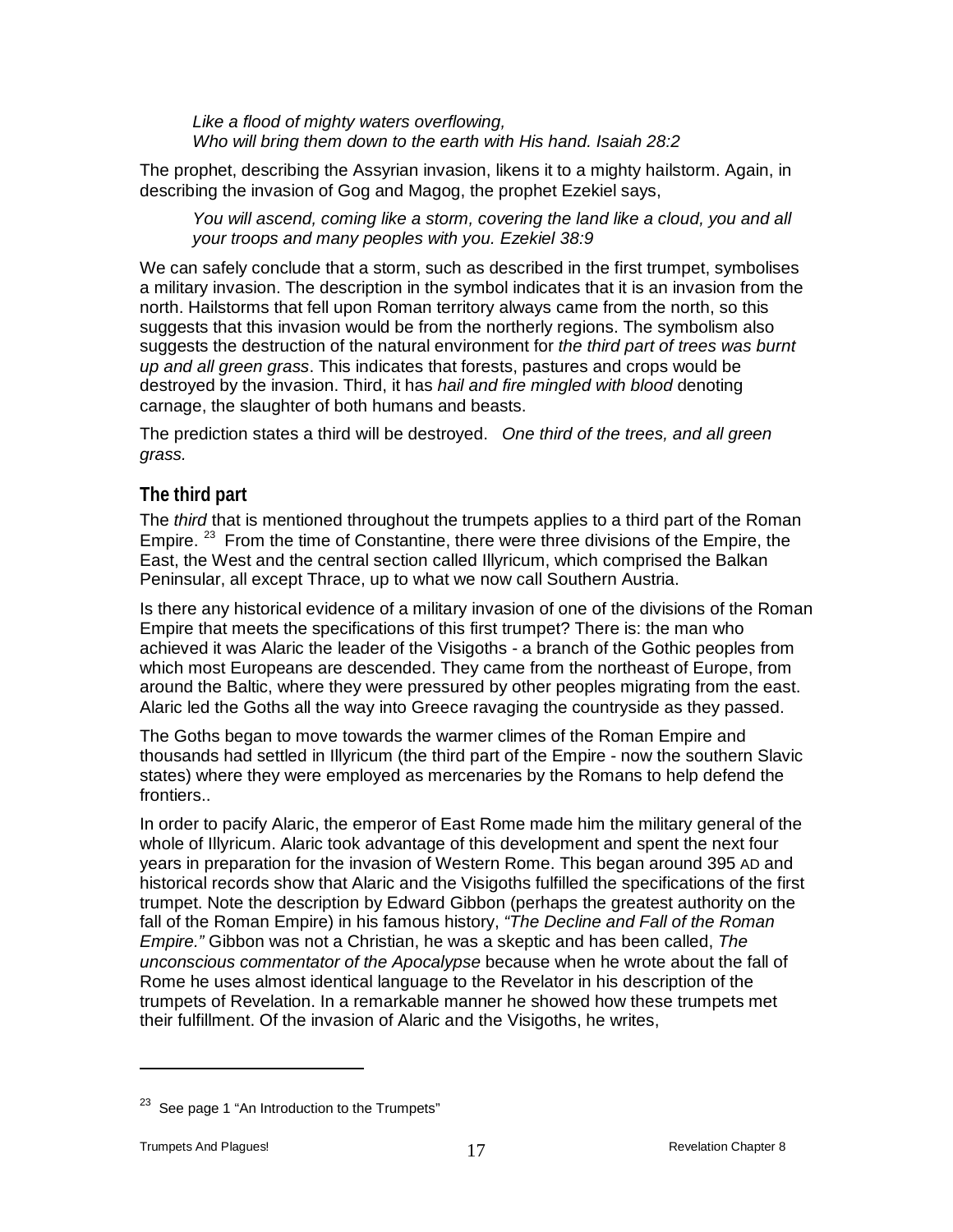> *Like a flood of mighty waters overflowing,*
> *Who will bring them down to the earth with His hand. Isaiah 28:2*

The prophet, describing the Assyrian invasion, likens it to a mighty hailstorm. Again, in describing the invasion of Gog and Magog, the prophet Ezekiel says,

> *You will ascend, coming like a storm, covering the land like a cloud, you and all your troops and many peoples with you. Ezekiel 38:9*

We can safely conclude that a storm, such as described in the first trumpet, symbolises a military invasion. The description in the symbol indicates that it is an invasion from the north. Hailstorms that fell upon Roman territory always came from the north, so this suggests that this invasion would be from the northerly regions. The symbolism also suggests the destruction of the natural environment for *the third part of trees was burnt up and all green grass*. This indicates that forests, pastures and crops would be destroyed by the invasion. Third, it has *hail and fire mingled with blood* denoting carnage, the slaughter of both humans and beasts.

The prediction states a third will be destroyed. *One third of the trees, and all green grass.*

## The third part

The *third* that is mentioned throughout the trumpets applies to a third part of the Roman Empire. [23] From the time of Constantine, there were three divisions of the Empire, the East, the West and the central section called Illyricum, which comprised the Balkan Peninsular, all except Thrace, up to what we now call Southern Austria.

Is there any historical evidence of a military invasion of one of the divisions of the Roman Empire that meets the specifications of this first trumpet? There is: the man who achieved it was Alaric the leader of the Visigoths - a branch of the Gothic peoples from which most Europeans are descended. They came from the northeast of Europe, from around the Baltic, where they were pressured by other peoples migrating from the east. Alaric led the Goths all the way into Greece ravaging the countryside as they passed.

The Goths began to move towards the warmer climes of the Roman Empire and thousands had settled in Illyricum (the third part of the Empire - now the southern Slavic states) where they were employed as mercenaries by the Romans to help defend the frontiers..

In order to pacify Alaric, the emperor of East Rome made him the military general of the whole of Illyricum. Alaric took advantage of this development and spent the next four years in preparation for the invasion of Western Rome. This began around 395 AD and historical records show that Alaric and the Visigoths fulfilled the specifications of the first trumpet. Note the description by Edward Gibbon (perhaps the greatest authority on the fall of the Roman Empire) in his famous history, *"The Decline and Fall of the Roman Empire."* Gibbon was not a Christian, he was a skeptic and has been called, *The unconscious commentator of the Apocalypse* because when he wrote about the fall of Rome he uses almost identical language to the Revelator in his description of the trumpets of Revelation. In a remarkable manner he showed how these trumpets met their fulfillment. Of the invasion of Alaric and the Visigoths, he writes,

---

[23] See page 1 "An Introduction to the Trumpets"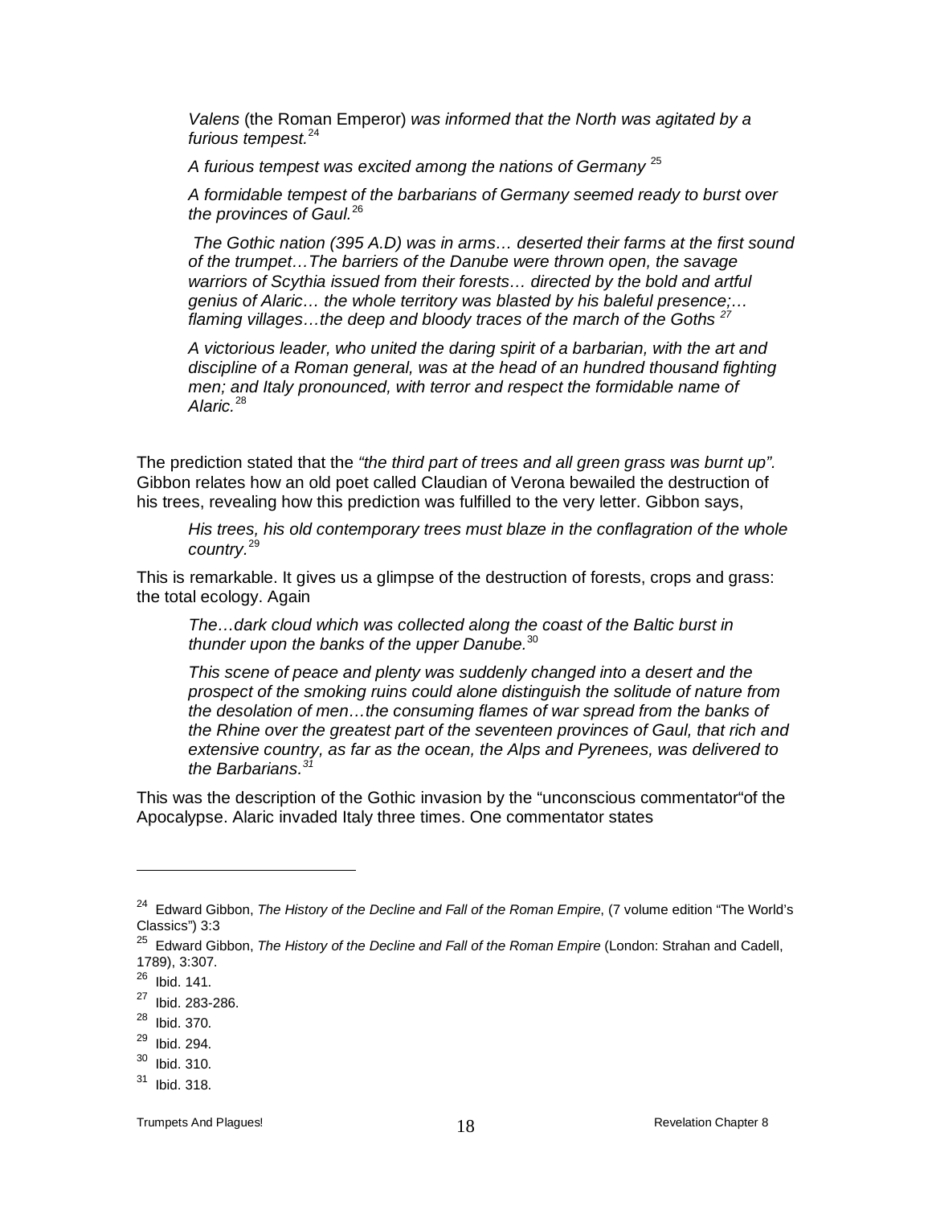*Valens* (the Roman Emperor) *was informed that the North was agitated by a furious tempest.*[24]

*A furious tempest was excited among the nations of Germany* [25]

*A formidable tempest of the barbarians of Germany seemed ready to burst over the provinces of Gaul.*[26]

*The Gothic nation (395 A.D) was in arms… deserted their farms at the first sound of the trumpet…The barriers of the Danube were thrown open, the savage warriors of Scythia issued from their forests… directed by the bold and artful genius of Alaric… the whole territory was blasted by his baleful presence;… flaming villages…the deep and bloody traces of the march of the Goths* [27]

*A victorious leader, who united the daring spirit of a barbarian, with the art and discipline of a Roman general, was at the head of an hundred thousand fighting men; and Italy pronounced, with terror and respect the formidable name of Alaric.*[28]

The prediction stated that the *"the third part of trees and all green grass was burnt up".* Gibbon relates how an old poet called Claudian of Verona bewailed the destruction of his trees, revealing how this prediction was fulfilled to the very letter. Gibbon says,

*His trees, his old contemporary trees must blaze in the conflagration of the whole country.*[29]

This is remarkable. It gives us a glimpse of the destruction of forests, crops and grass: the total ecology. Again

*The…dark cloud which was collected along the coast of the Baltic burst in thunder upon the banks of the upper Danube.*[30]

*This scene of peace and plenty was suddenly changed into a desert and the prospect of the smoking ruins could alone distinguish the solitude of nature from the desolation of men…the consuming flames of war spread from the banks of the Rhine over the greatest part of the seventeen provinces of Gaul, that rich and extensive country, as far as the ocean, the Alps and Pyrenees, was delivered to the Barbarians.*[31]

This was the description of the Gothic invasion by the "unconscious commentator"of the Apocalypse. Alaric invaded Italy three times. One commentator states

---

[24] Edward Gibbon, *The History of the Decline and Fall of the Roman Empire*, (7 volume edition "The World's Classics") 3:3

[25] Edward Gibbon, *The History of the Decline and Fall of the Roman Empire* (London: Strahan and Cadell, 1789), 3:307.

[26] Ibid. 141.

[27] Ibid. 283-286.

[28] Ibid. 370.

[29] Ibid. 294.

[30] Ibid. 310.

[31] Ibid. 318.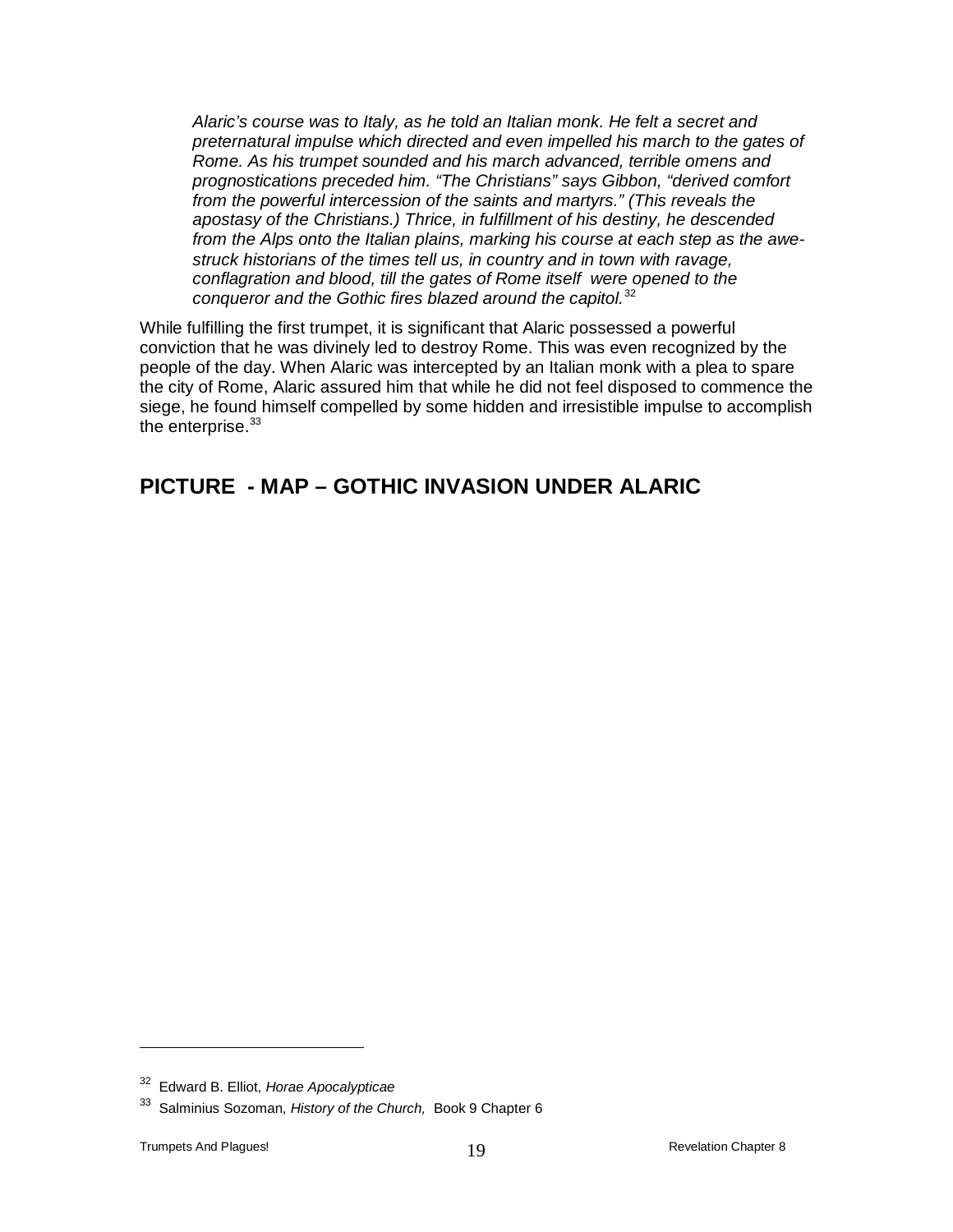> *Alaric's course was to Italy, as he told an Italian monk. He felt a secret and preternatural impulse which directed and even impelled his march to the gates of Rome. As his trumpet sounded and his march advanced, terrible omens and prognostications preceded him. "The Christians" says Gibbon, "derived comfort from the powerful intercession of the saints and martyrs." (This reveals the apostasy of the Christians.) Thrice, in fulfillment of his destiny, he descended from the Alps onto the Italian plains, marking his course at each step as the awe-struck historians of the times tell us, in country and in town with ravage, conflagration and blood, till the gates of Rome itself were opened to the conqueror and the Gothic fires blazed around the capitol.*[32]

While fulfilling the first trumpet, it is significant that Alaric possessed a powerful conviction that he was divinely led to destroy Rome. This was even recognized by the people of the day. When Alaric was intercepted by an Italian monk with a plea to spare the city of Rome, Alaric assured him that while he did not feel disposed to commence the siege, he found himself compelled by some hidden and irresistible impulse to accomplish the enterprise.[33]

## PICTURE - MAP – GOTHIC INVASION UNDER ALARIC

---

[32] Edward B. Elliot, *Horae Apocalypticae*

[33] Salminius Sozoman, *History of the Church,* Book 9 Chapter 6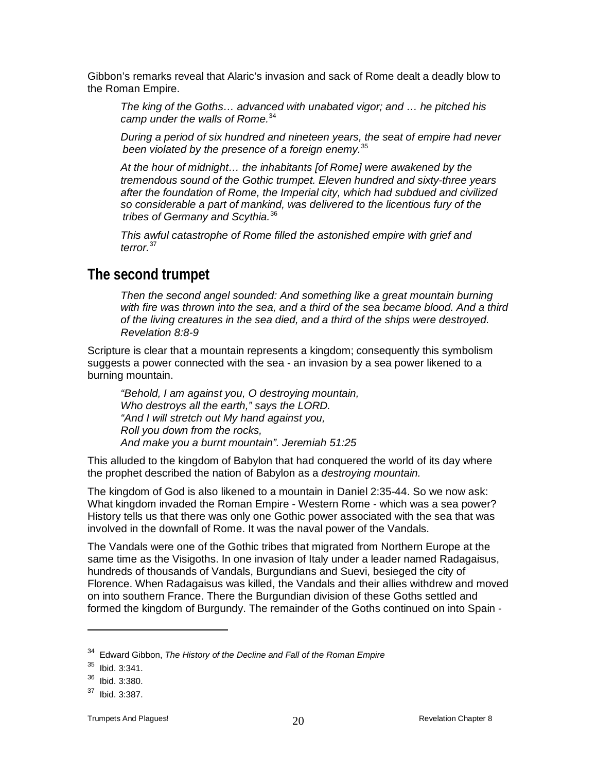Gibbon's remarks reveal that Alaric's invasion and sack of Rome dealt a deadly blow to the Roman Empire.

> *The king of the Goths… advanced with unabated vigor; and … he pitched his camp under the walls of Rome.*[34]

> *During a period of six hundred and nineteen years, the seat of empire had never been violated by the presence of a foreign enemy.*[35]

> *At the hour of midnight… the inhabitants [of Rome] were awakened by the tremendous sound of the Gothic trumpet. Eleven hundred and sixty-three years after the foundation of Rome, the Imperial city, which had subdued and civilized so considerable a part of mankind, was delivered to the licentious fury of the tribes of Germany and Scythia.*[36]

> *This awful catastrophe of Rome filled the astonished empire with grief and terror.*[37]

## The second trumpet

> *Then the second angel sounded: And something like a great mountain burning with fire was thrown into the sea, and a third of the sea became blood. And a third of the living creatures in the sea died, and a third of the ships were destroyed. Revelation 8:8-9*

Scripture is clear that a mountain represents a kingdom; consequently this symbolism suggests a power connected with the sea - an invasion by a sea power likened to a burning mountain.

> *"Behold, I am against you, O destroying mountain,*
> *Who destroys all the earth," says the LORD.*
> *"And I will stretch out My hand against you,*
> *Roll you down from the rocks,*
> *And make you a burnt mountain". Jeremiah 51:25*

This alluded to the kingdom of Babylon that had conquered the world of its day where the prophet described the nation of Babylon as a *destroying mountain.*

The kingdom of God is also likened to a mountain in Daniel 2:35-44. So we now ask: What kingdom invaded the Roman Empire - Western Rome - which was a sea power? History tells us that there was only one Gothic power associated with the sea that was involved in the downfall of Rome. It was the naval power of the Vandals.

The Vandals were one of the Gothic tribes that migrated from Northern Europe at the same time as the Visigoths. In one invasion of Italy under a leader named Radagaisus, hundreds of thousands of Vandals, Burgundians and Suevi, besieged the city of Florence. When Radagaisus was killed, the Vandals and their allies withdrew and moved on into southern France. There the Burgundian division of these Goths settled and formed the kingdom of Burgundy. The remainder of the Goths continued on into Spain -

---

[34] Edward Gibbon, *The History of the Decline and Fall of the Roman Empire*

[35] Ibid. 3:341.

[36] Ibid. 3:380.

[37] Ibid. 3:387.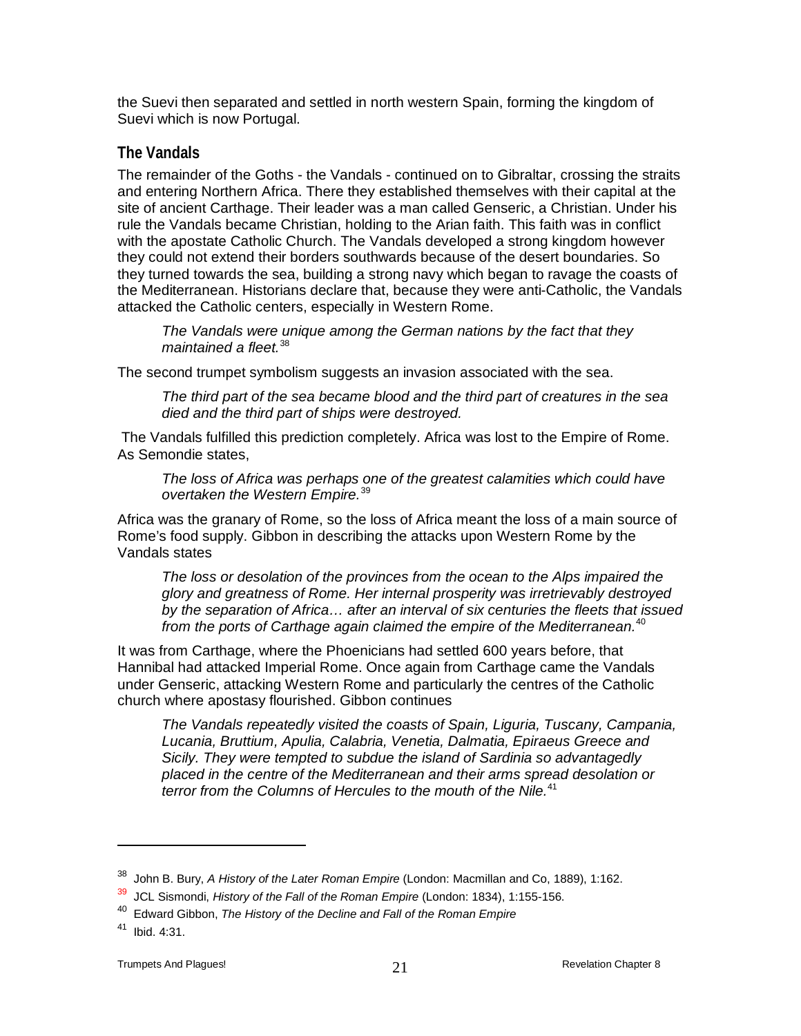the Suevi then separated and settled in north western Spain, forming the kingdom of Suevi which is now Portugal.

## The Vandals

The remainder of the Goths - the Vandals - continued on to Gibraltar, crossing the straits and entering Northern Africa. There they established themselves with their capital at the site of ancient Carthage. Their leader was a man called Genseric, a Christian. Under his rule the Vandals became Christian, holding to the Arian faith. This faith was in conflict with the apostate Catholic Church. The Vandals developed a strong kingdom however they could not extend their borders southwards because of the desert boundaries. So they turned towards the sea, building a strong navy which began to ravage the coasts of the Mediterranean. Historians declare that, because they were anti-Catholic, the Vandals attacked the Catholic centers, especially in Western Rome.

> *The Vandals were unique among the German nations by the fact that they maintained a fleet.*[38]

The second trumpet symbolism suggests an invasion associated with the sea.

> *The third part of the sea became blood and the third part of creatures in the sea died and the third part of ships were destroyed.*

The Vandals fulfilled this prediction completely. Africa was lost to the Empire of Rome. As Semondie states,

> *The loss of Africa was perhaps one of the greatest calamities which could have overtaken the Western Empire.*[39]

Africa was the granary of Rome, so the loss of Africa meant the loss of a main source of Rome's food supply. Gibbon in describing the attacks upon Western Rome by the Vandals states

> *The loss or desolation of the provinces from the ocean to the Alps impaired the glory and greatness of Rome. Her internal prosperity was irretrievably destroyed by the separation of Africa… after an interval of six centuries the fleets that issued from the ports of Carthage again claimed the empire of the Mediterranean.*[40]

It was from Carthage, where the Phoenicians had settled 600 years before, that Hannibal had attacked Imperial Rome. Once again from Carthage came the Vandals under Genseric, attacking Western Rome and particularly the centres of the Catholic church where apostasy flourished. Gibbon continues

> *The Vandals repeatedly visited the coasts of Spain, Liguria, Tuscany, Campania, Lucania, Bruttium, Apulia, Calabria, Venetia, Dalmatia, Epiraeus Greece and Sicily. They were tempted to subdue the island of Sardinia so advantagedly placed in the centre of the Mediterranean and their arms spread desolation or terror from the Columns of Hercules to the mouth of the Nile.*[41]

---

[38] John B. Bury, *A History of the Later Roman Empire* (London: Macmillan and Co, 1889), 1:162.

[39] JCL Sismondi, *History of the Fall of the Roman Empire* (London: 1834), 1:155-156.

[40] Edward Gibbon, *The History of the Decline and Fall of the Roman Empire*

[41] Ibid. 4:31.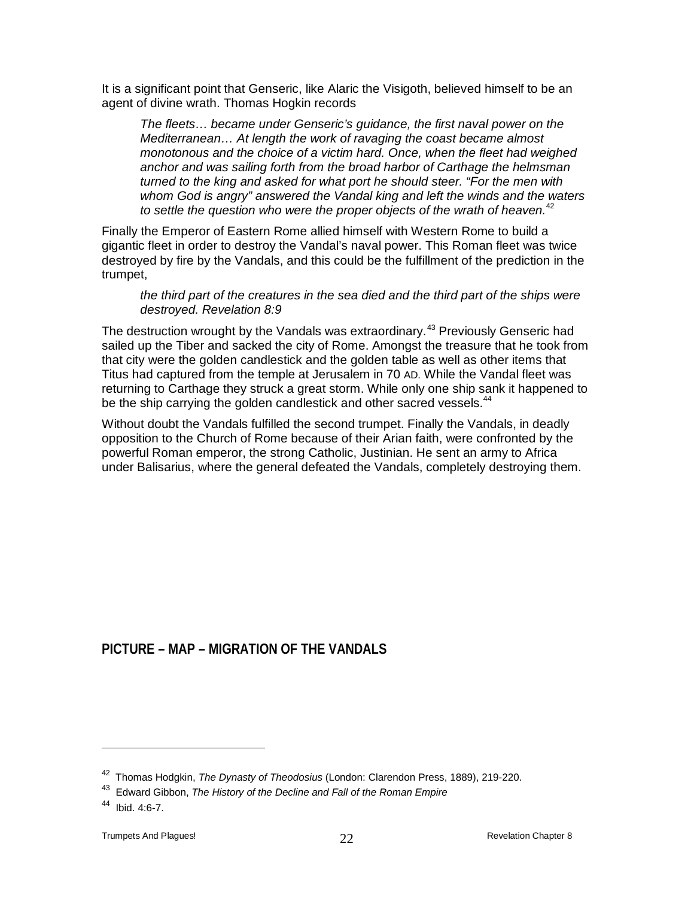It is a significant point that Genseric, like Alaric the Visigoth, believed himself to be an agent of divine wrath. Thomas Hogkin records

> *The fleets… became under Genseric's guidance, the first naval power on the Mediterranean… At length the work of ravaging the coast became almost monotonous and the choice of a victim hard. Once, when the fleet had weighed anchor and was sailing forth from the broad harbor of Carthage the helmsman turned to the king and asked for what port he should steer. "For the men with whom God is angry" answered the Vandal king and left the winds and the waters to settle the question who were the proper objects of the wrath of heaven.*[42]

Finally the Emperor of Eastern Rome allied himself with Western Rome to build a gigantic fleet in order to destroy the Vandal's naval power. This Roman fleet was twice destroyed by fire by the Vandals, and this could be the fulfillment of the prediction in the trumpet,

> *the third part of the creatures in the sea died and the third part of the ships were destroyed. Revelation 8:9*

The destruction wrought by the Vandals was extraordinary.[43] Previously Genseric had sailed up the Tiber and sacked the city of Rome. Amongst the treasure that he took from that city were the golden candlestick and the golden table as well as other items that Titus had captured from the temple at Jerusalem in 70 AD. While the Vandal fleet was returning to Carthage they struck a great storm. While only one ship sank it happened to be the ship carrying the golden candlestick and other sacred vessels.[44]

Without doubt the Vandals fulfilled the second trumpet. Finally the Vandals, in deadly opposition to the Church of Rome because of their Arian faith, were confronted by the powerful Roman emperor, the strong Catholic, Justinian. He sent an army to Africa under Balisarius, where the general defeated the Vandals, completely destroying them.

**PICTURE – MAP – MIGRATION OF THE VANDALS**

---

[42] Thomas Hodgkin, *The Dynasty of Theodosius* (London: Clarendon Press, 1889), 219-220.

[43] Edward Gibbon, *The History of the Decline and Fall of the Roman Empire*

[44] Ibid. 4:6-7.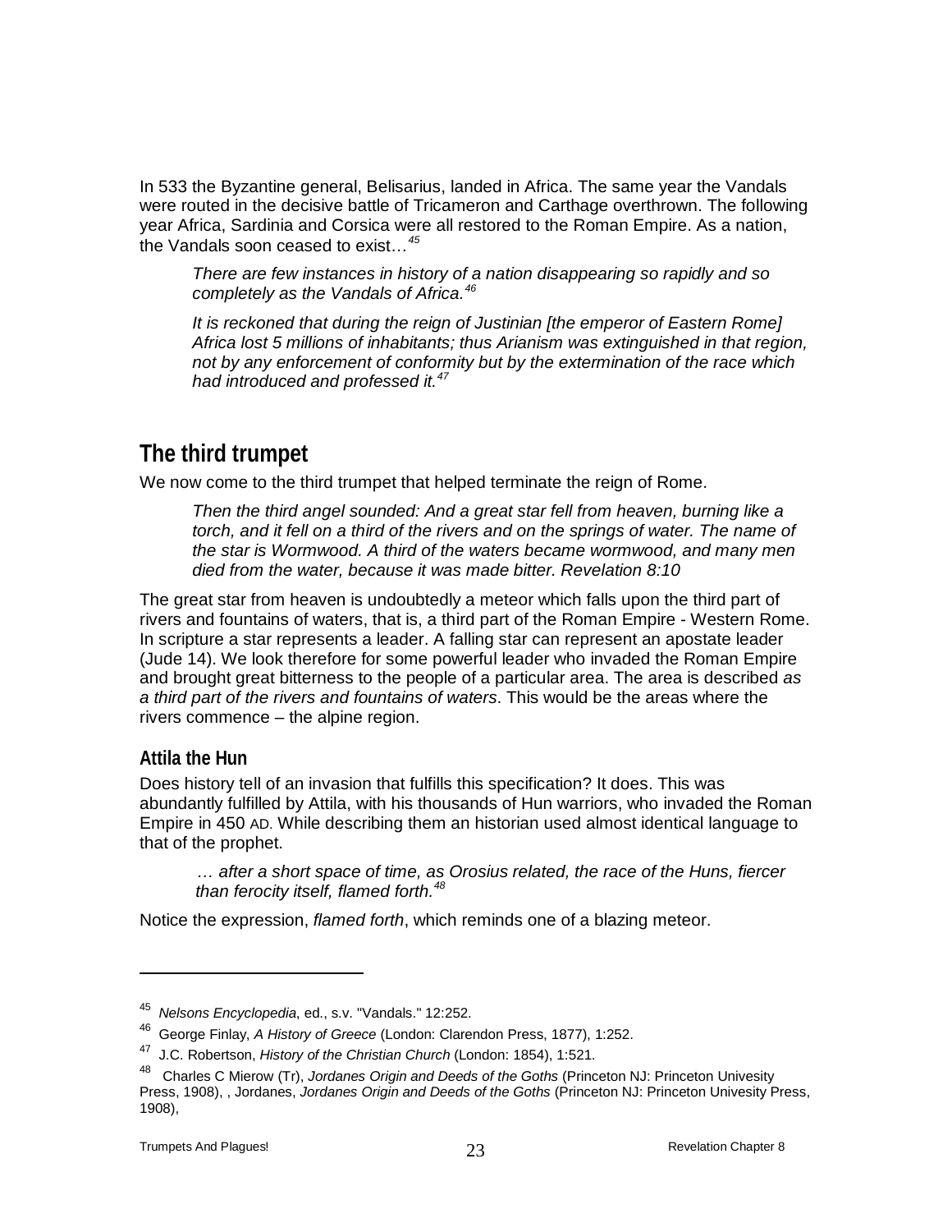In 533 the Byzantine general, Belisarius, landed in Africa. The same year the Vandals were routed in the decisive battle of Tricameron and Carthage overthrown. The following year Africa, Sardinia and Corsica were all restored to the Roman Empire. As a nation, the Vandals soon ceased to exist…[45]

> *There are few instances in history of a nation disappearing so rapidly and so completely as the Vandals of Africa.*[46]
>
> *It is reckoned that during the reign of Justinian [the emperor of Eastern Rome] Africa lost 5 millions of inhabitants; thus Arianism was extinguished in that region, not by any enforcement of conformity but by the extermination of the race which had introduced and professed it.*[47]

## The third trumpet

We now come to the third trumpet that helped terminate the reign of Rome.

> *Then the third angel sounded: And a great star fell from heaven, burning like a torch, and it fell on a third of the rivers and on the springs of water. The name of the star is Wormwood. A third of the waters became wormwood, and many men died from the water, because it was made bitter. Revelation 8:10*

The great star from heaven is undoubtedly a meteor which falls upon the third part of rivers and fountains of waters, that is, a third part of the Roman Empire - Western Rome. In scripture a star represents a leader. A falling star can represent an apostate leader (Jude 14). We look therefore for some powerful leader who invaded the Roman Empire and brought great bitterness to the people of a particular area. The area is described *as a third part of the rivers and fountains of waters*. This would be the areas where the rivers commence – the alpine region.

### Attila the Hun

Does history tell of an invasion that fulfills this specification? It does. This was abundantly fulfilled by Attila, with his thousands of Hun warriors, who invaded the Roman Empire in 450 AD. While describing them an historian used almost identical language to that of the prophet.

> *… after a short space of time, as Orosius related, the race of the Huns, fiercer than ferocity itself, flamed forth.*[48]

Notice the expression, *flamed forth*, which reminds one of a blazing meteor.

---

[45] *Nelsons Encyclopedia*, ed., s.v. "Vandals." 12:252.

[46] George Finlay, *A History of Greece* (London: Clarendon Press, 1877), 1:252.

[47] J.C. Robertson, *History of the Christian Church* (London: 1854), 1:521.

[48] Charles C Mierow (Tr), *Jordanes Origin and Deeds of the Goths* (Princeton NJ: Princeton Univesity Press, 1908), , Jordanes, *Jordanes Origin and Deeds of the Goths* (Princeton NJ: Princeton Univesity Press, 1908),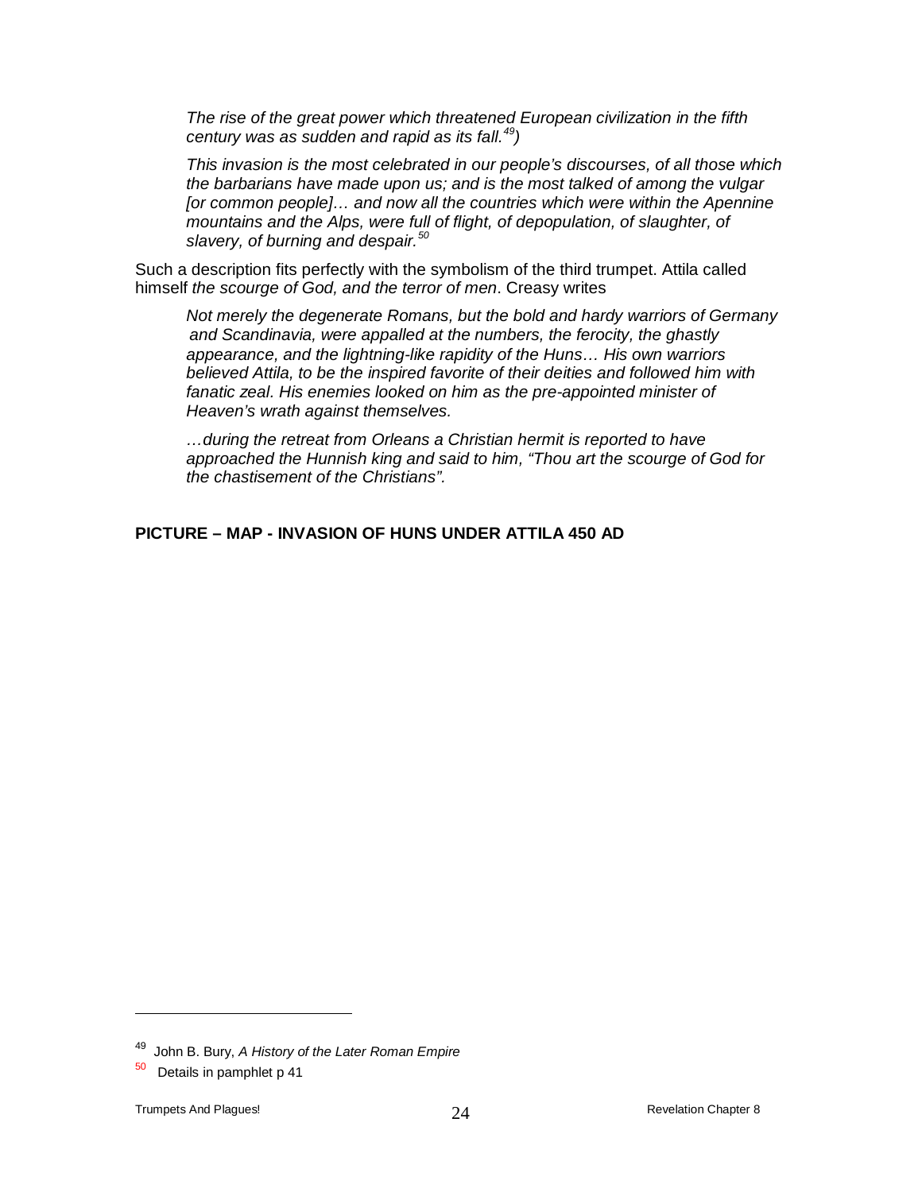*The rise of the great power which threatened European civilization in the fifth century was as sudden and rapid as its fall.[49])*

*This invasion is the most celebrated in our people's discourses, of all those which the barbarians have made upon us; and is the most talked of among the vulgar [or common people]… and now all the countries which were within the Apennine mountains and the Alps, were full of flight, of depopulation, of slaughter, of slavery, of burning and despair.[50]*

Such a description fits perfectly with the symbolism of the third trumpet. Attila called himself *the scourge of God, and the terror of men*. Creasy writes

*Not merely the degenerate Romans, but the bold and hardy warriors of Germany and Scandinavia, were appalled at the numbers, the ferocity, the ghastly appearance, and the lightning-like rapidity of the Huns… His own warriors believed Attila, to be the inspired favorite of their deities and followed him with fanatic zeal. His enemies looked on him as the pre-appointed minister of Heaven's wrath against themselves.*

*…during the retreat from Orleans a Christian hermit is reported to have approached the Hunnish king and said to him, "Thou art the scourge of God for the chastisement of the Christians".*

**PICTURE – MAP - INVASION OF HUNS UNDER ATTILA 450 AD**

---

[49] John B. Bury, *A History of the Later Roman Empire*

[50] Details in pamphlet p 41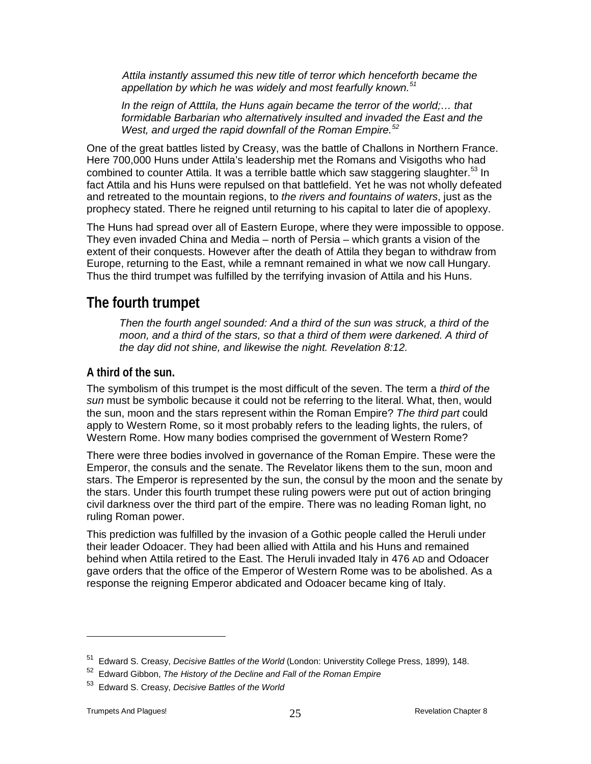*Attila instantly assumed this new title of terror which henceforth became the appellation by which he was widely and most fearfully known.*[51]

*In the reign of Atttila, the Huns again became the terror of the world;… that formidable Barbarian who alternatively insulted and invaded the East and the West, and urged the rapid downfall of the Roman Empire.*[52]

One of the great battles listed by Creasy, was the battle of Challons in Northern France. Here 700,000 Huns under Attila's leadership met the Romans and Visigoths who had combined to counter Attila. It was a terrible battle which saw staggering slaughter.[53] In fact Attila and his Huns were repulsed on that battlefield. Yet he was not wholly defeated and retreated to the mountain regions, to *the rivers and fountains of waters*, just as the prophecy stated. There he reigned until returning to his capital to later die of apoplexy.

The Huns had spread over all of Eastern Europe, where they were impossible to oppose. They even invaded China and Media – north of Persia – which grants a vision of the extent of their conquests. However after the death of Attila they began to withdraw from Europe, returning to the East, while a remnant remained in what we now call Hungary. Thus the third trumpet was fulfilled by the terrifying invasion of Attila and his Huns.

## The fourth trumpet

*Then the fourth angel sounded: And a third of the sun was struck, a third of the moon, and a third of the stars, so that a third of them were darkened. A third of the day did not shine, and likewise the night. Revelation 8:12.*

### A third of the sun.

The symbolism of this trumpet is the most difficult of the seven. The term a *third of the sun* must be symbolic because it could not be referring to the literal. What, then, would the sun, moon and the stars represent within the Roman Empire? *The third part* could apply to Western Rome, so it most probably refers to the leading lights, the rulers, of Western Rome. How many bodies comprised the government of Western Rome?

There were three bodies involved in governance of the Roman Empire. These were the Emperor, the consuls and the senate. The Revelator likens them to the sun, moon and stars. The Emperor is represented by the sun, the consul by the moon and the senate by the stars. Under this fourth trumpet these ruling powers were put out of action bringing civil darkness over the third part of the empire. There was no leading Roman light, no ruling Roman power.

This prediction was fulfilled by the invasion of a Gothic people called the Heruli under their leader Odoacer. They had been allied with Attila and his Huns and remained behind when Attila retired to the East. The Heruli invaded Italy in 476 AD and Odoacer gave orders that the office of the Emperor of Western Rome was to be abolished. As a response the reigning Emperor abdicated and Odoacer became king of Italy.

---

[51] Edward S. Creasy, *Decisive Battles of the World* (London: Universtity College Press, 1899), 148.

[52] Edward Gibbon, *The History of the Decline and Fall of the Roman Empire*

[53] Edward S. Creasy, *Decisive Battles of the World*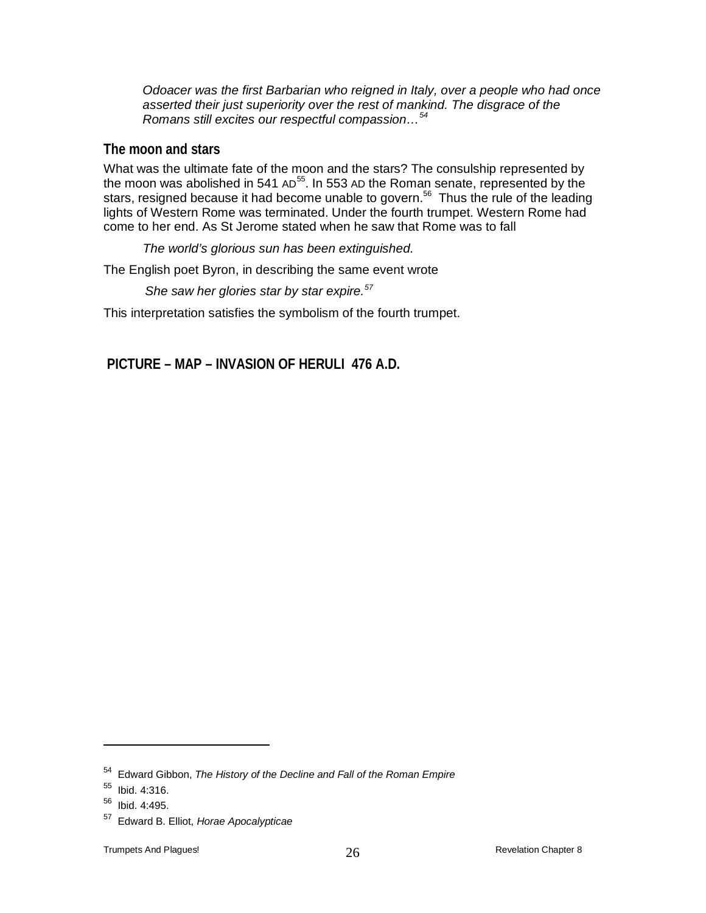*Odoacer was the first Barbarian who reigned in Italy, over a people who had once asserted their just superiority over the rest of mankind. The disgrace of the Romans still excites our respectful compassion…*[54]

## The moon and stars

What was the ultimate fate of the moon and the stars? The consulship represented by the moon was abolished in 541 AD[55]. In 553 AD the Roman senate, represented by the stars, resigned because it had become unable to govern.[56] Thus the rule of the leading lights of Western Rome was terminated. Under the fourth trumpet. Western Rome had come to her end. As St Jerome stated when he saw that Rome was to fall

*The world's glorious sun has been extinguished.*

The English poet Byron, in describing the same event wrote

*She saw her glories star by star expire.*[57]

This interpretation satisfies the symbolism of the fourth trumpet.

**PICTURE – MAP – INVASION OF HERULI 476 A.D.**

---

[54] Edward Gibbon, *The History of the Decline and Fall of the Roman Empire*

[55] Ibid. 4:316.

[56] Ibid. 4:495.

[57] Edward B. Elliot, *Horae Apocalypticae*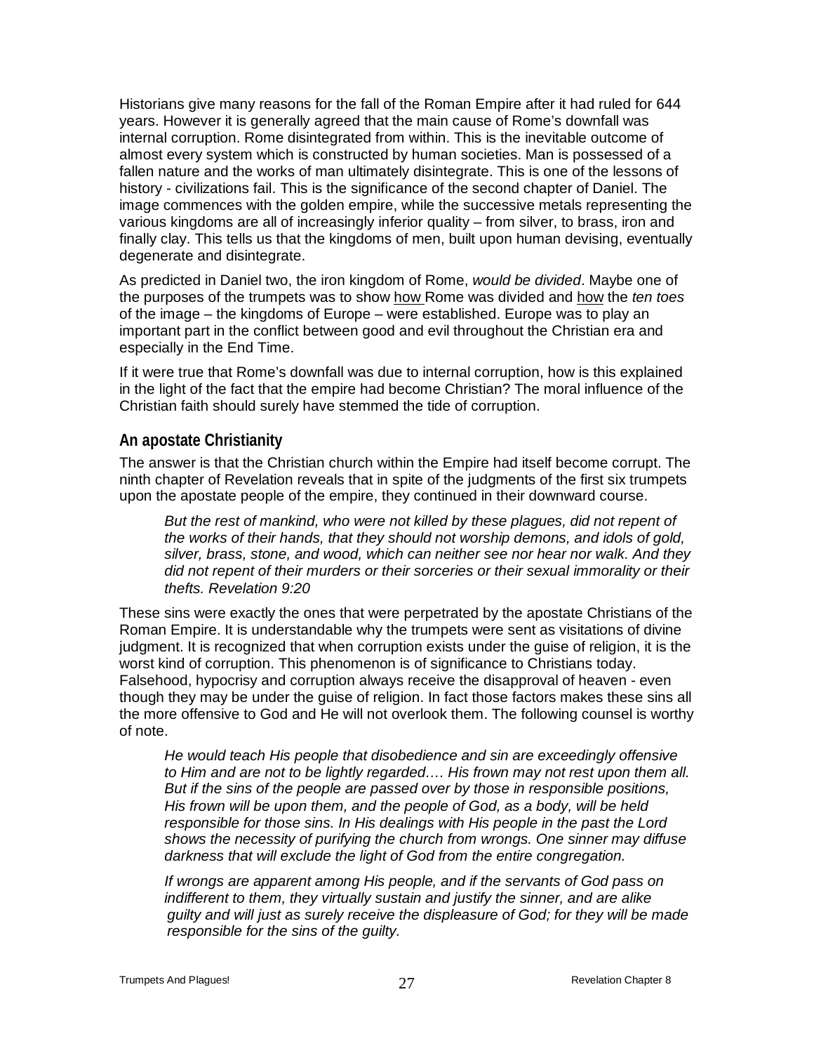Historians give many reasons for the fall of the Roman Empire after it had ruled for 644 years. However it is generally agreed that the main cause of Rome's downfall was internal corruption. Rome disintegrated from within. This is the inevitable outcome of almost every system which is constructed by human societies. Man is possessed of a fallen nature and the works of man ultimately disintegrate. This is one of the lessons of history - civilizations fail. This is the significance of the second chapter of Daniel. The image commences with the golden empire, while the successive metals representing the various kingdoms are all of increasingly inferior quality – from silver, to brass, iron and finally clay. This tells us that the kingdoms of men, built upon human devising, eventually degenerate and disintegrate.

As predicted in Daniel two, the iron kingdom of Rome, *would be divided*. Maybe one of the purposes of the trumpets was to show how Rome was divided and how the *ten toes* of the image – the kingdoms of Europe – were established. Europe was to play an important part in the conflict between good and evil throughout the Christian era and especially in the End Time.

If it were true that Rome's downfall was due to internal corruption, how is this explained in the light of the fact that the empire had become Christian? The moral influence of the Christian faith should surely have stemmed the tide of corruption.

## An apostate Christianity

The answer is that the Christian church within the Empire had itself become corrupt. The ninth chapter of Revelation reveals that in spite of the judgments of the first six trumpets upon the apostate people of the empire, they continued in their downward course.

> *But the rest of mankind, who were not killed by these plagues, did not repent of the works of their hands, that they should not worship demons, and idols of gold, silver, brass, stone, and wood, which can neither see nor hear nor walk. And they did not repent of their murders or their sorceries or their sexual immorality or their thefts. Revelation 9:20*

These sins were exactly the ones that were perpetrated by the apostate Christians of the Roman Empire. It is understandable why the trumpets were sent as visitations of divine judgment. It is recognized that when corruption exists under the guise of religion, it is the worst kind of corruption. This phenomenon is of significance to Christians today. Falsehood, hypocrisy and corruption always receive the disapproval of heaven - even though they may be under the guise of religion. In fact those factors makes these sins all the more offensive to God and He will not overlook them. The following counsel is worthy of note.

> *He would teach His people that disobedience and sin are exceedingly offensive to Him and are not to be lightly regarded…. His frown may not rest upon them all. But if the sins of the people are passed over by those in responsible positions, His frown will be upon them, and the people of God, as a body, will be held responsible for those sins. In His dealings with His people in the past the Lord shows the necessity of purifying the church from wrongs. One sinner may diffuse darkness that will exclude the light of God from the entire congregation.*
>
> *If wrongs are apparent among His people, and if the servants of God pass on indifferent to them, they virtually sustain and justify the sinner, and are alike guilty and will just as surely receive the displeasure of God; for they will be made responsible for the sins of the guilty.*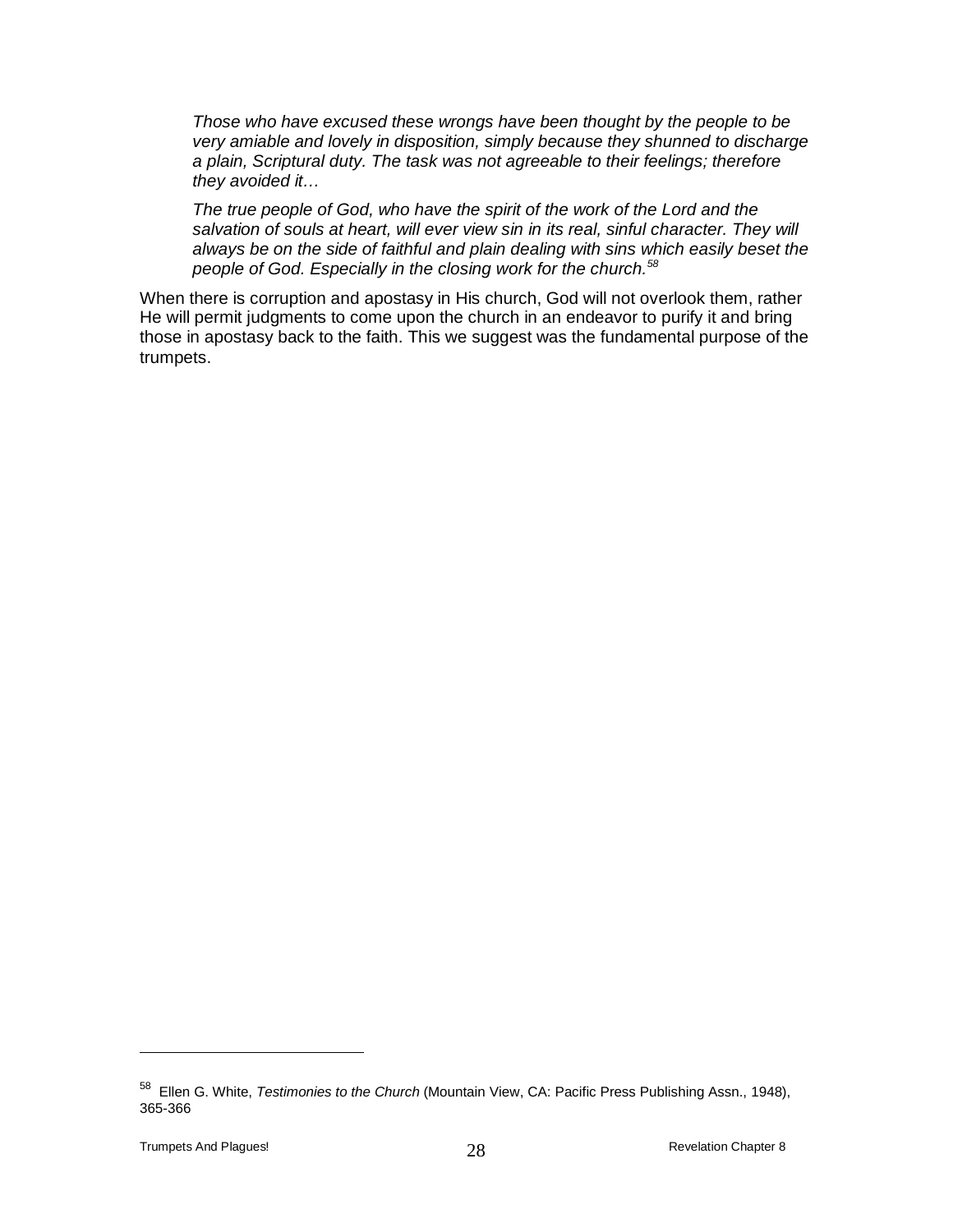> *Those who have excused these wrongs have been thought by the people to be very amiable and lovely in disposition, simply because they shunned to discharge a plain, Scriptural duty. The task was not agreeable to their feelings; therefore they avoided it…*
>
> *The true people of God, who have the spirit of the work of the Lord and the salvation of souls at heart, will ever view sin in its real, sinful character. They will always be on the side of faithful and plain dealing with sins which easily beset the people of God. Especially in the closing work for the church.*[58]

When there is corruption and apostasy in His church, God will not overlook them, rather He will permit judgments to come upon the church in an endeavor to purify it and bring those in apostasy back to the faith. This we suggest was the fundamental purpose of the trumpets.

---

[58] Ellen G. White, *Testimonies to the Church* (Mountain View, CA: Pacific Press Publishing Assn., 1948), 365-366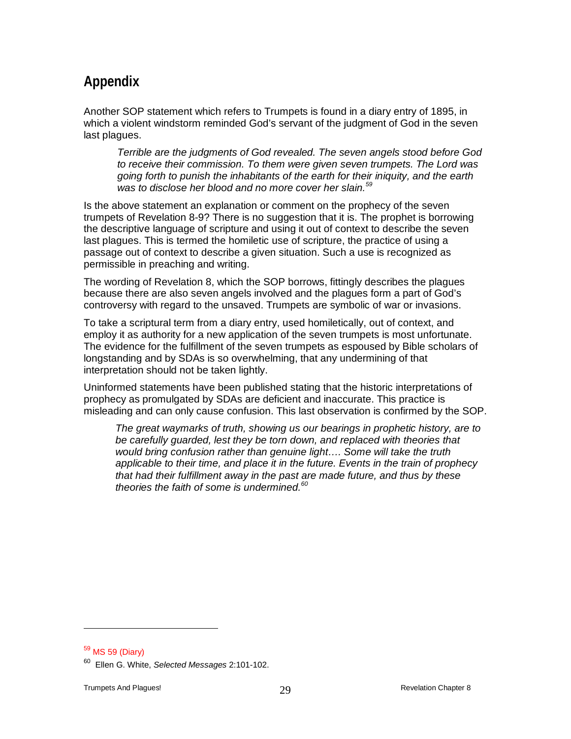## Appendix

Another SOP statement which refers to Trumpets is found in a diary entry of 1895, in which a violent windstorm reminded God's servant of the judgment of God in the seven last plagues.

> *Terrible are the judgments of God revealed. The seven angels stood before God to receive their commission. To them were given seven trumpets. The Lord was going forth to punish the inhabitants of the earth for their iniquity, and the earth was to disclose her blood and no more cover her slain.*[59]

Is the above statement an explanation or comment on the prophecy of the seven trumpets of Revelation 8-9? There is no suggestion that it is. The prophet is borrowing the descriptive language of scripture and using it out of context to describe the seven last plagues. This is termed the homiletic use of scripture, the practice of using a passage out of context to describe a given situation. Such a use is recognized as permissible in preaching and writing.

The wording of Revelation 8, which the SOP borrows, fittingly describes the plagues because there are also seven angels involved and the plagues form a part of God's controversy with regard to the unsaved. Trumpets are symbolic of war or invasions.

To take a scriptural term from a diary entry, used homiletically, out of context, and employ it as authority for a new application of the seven trumpets is most unfortunate. The evidence for the fulfillment of the seven trumpets as espoused by Bible scholars of longstanding and by SDAs is so overwhelming, that any undermining of that interpretation should not be taken lightly.

Uninformed statements have been published stating that the historic interpretations of prophecy as promulgated by SDAs are deficient and inaccurate. This practice is misleading and can only cause confusion. This last observation is confirmed by the SOP.

> *The great waymarks of truth, showing us our bearings in prophetic history, are to be carefully guarded, lest they be torn down, and replaced with theories that would bring confusion rather than genuine light…. Some will take the truth applicable to their time, and place it in the future. Events in the train of prophecy that had their fulfillment away in the past are made future, and thus by these theories the faith of some is undermined.*[60]

---

[59] MS 59 (Diary)

[60] Ellen G. White, *Selected Messages* 2:101-102.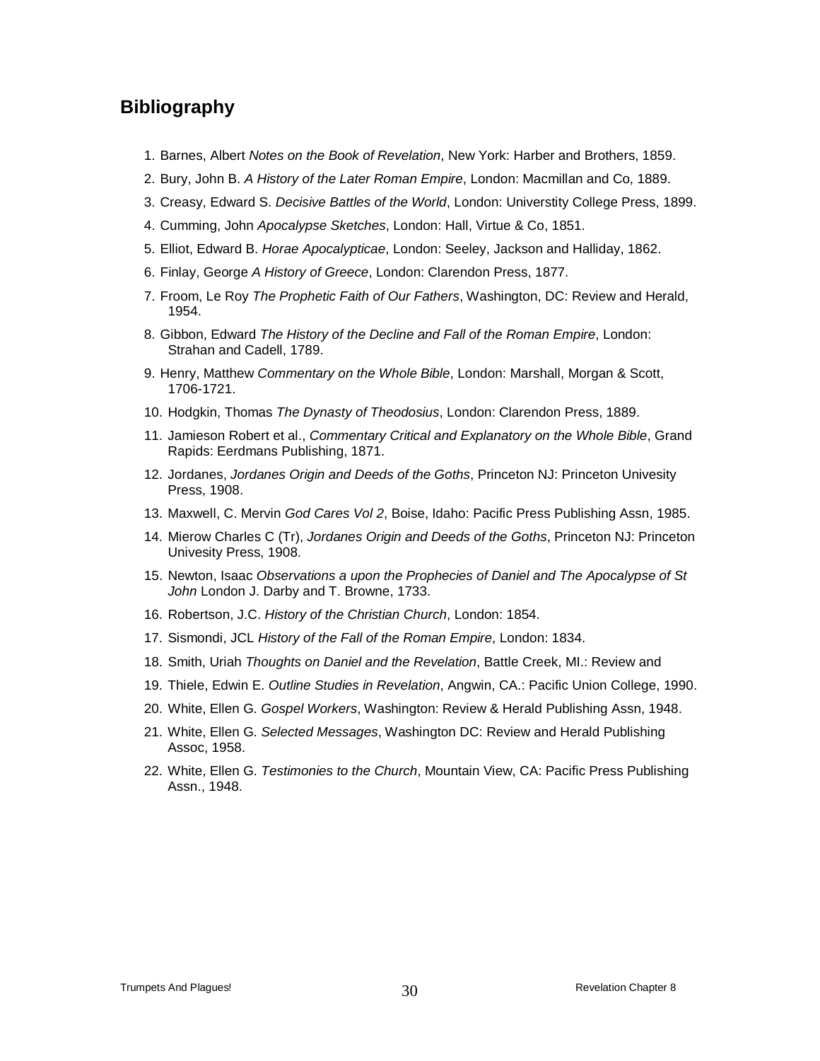## Bibliography

1. Barnes, Albert *Notes on the Book of Revelation*, New York: Harber and Brothers, 1859.
2. Bury, John B. *A History of the Later Roman Empire*, London: Macmillan and Co, 1889.
3. Creasy, Edward S. *Decisive Battles of the World*, London: Universtity College Press, 1899.
4. Cumming, John *Apocalypse Sketches*, London: Hall, Virtue & Co, 1851.
5. Elliot, Edward B. *Horae Apocalypticae*, London: Seeley, Jackson and Halliday, 1862.
6. Finlay, George *A History of Greece*, London: Clarendon Press, 1877.
7. Froom, Le Roy *The Prophetic Faith of Our Fathers*, Washington, DC: Review and Herald, 1954.
8. Gibbon, Edward *The History of the Decline and Fall of the Roman Empire*, London: Strahan and Cadell, 1789.
9. Henry, Matthew *Commentary on the Whole Bible*, London: Marshall, Morgan & Scott, 1706-1721.
10. Hodgkin, Thomas *The Dynasty of Theodosius*, London: Clarendon Press, 1889.
11. Jamieson Robert et al., *Commentary Critical and Explanatory on the Whole Bible*, Grand Rapids: Eerdmans Publishing, 1871.
12. Jordanes, *Jordanes Origin and Deeds of the Goths*, Princeton NJ: Princeton Univesity Press, 1908.
13. Maxwell, C. Mervin *God Cares Vol 2*, Boise, Idaho: Pacific Press Publishing Assn, 1985.
14. Mierow Charles C (Tr), *Jordanes Origin and Deeds of the Goths*, Princeton NJ: Princeton Univesity Press, 1908.
15. Newton, Isaac *Observations a upon the Prophecies of Daniel and The Apocalypse of St John* London J. Darby and T. Browne, 1733.
16. Robertson, J.C. *History of the Christian Church*, London: 1854.
17. Sismondi, JCL *History of the Fall of the Roman Empire*, London: 1834.
18. Smith, Uriah *Thoughts on Daniel and the Revelation*, Battle Creek, MI.: Review and
19. Thiele, Edwin E. *Outline Studies in Revelation*, Angwin, CA.: Pacific Union College, 1990.
20. White, Ellen G. *Gospel Workers*, Washington: Review & Herald Publishing Assn, 1948.
21. White, Ellen G. *Selected Messages*, Washington DC: Review and Herald Publishing Assoc, 1958.
22. White, Ellen G. *Testimonies to the Church*, Mountain View, CA: Pacific Press Publishing Assn., 1948.